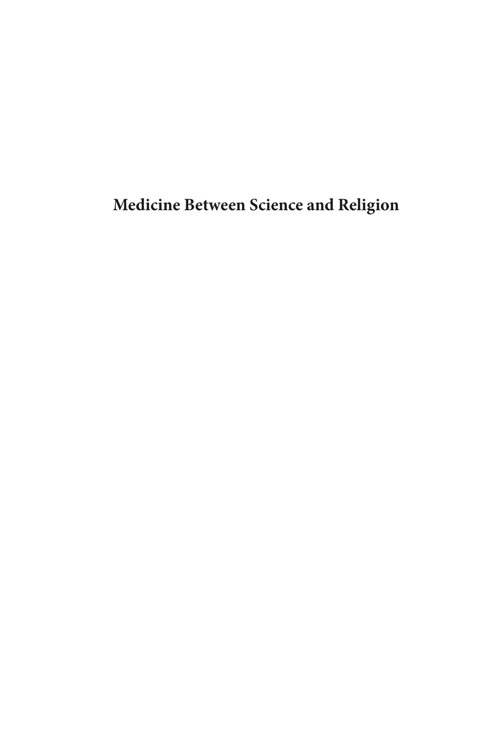# Medicine Between Science and Religion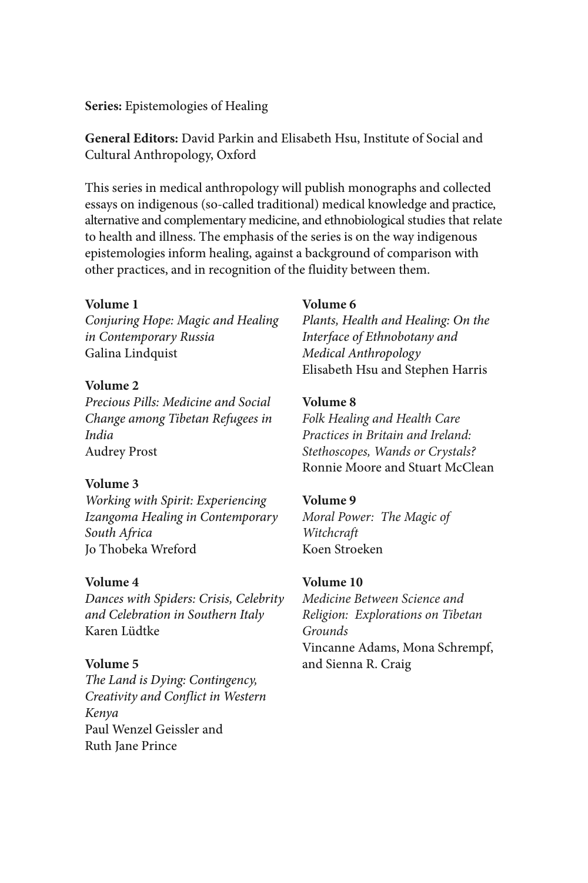**Series:** Epistemologies of Healing

**General Editors:** David Parkin and Elisabeth Hsu, Institute of Social and Cultural Anthropology, Oxford

This series in medical anthropology will publish monographs and collected essays on indigenous (so-called traditional) medical knowledge and practice, alternative and complementary medicine, and ethnobiological studies that relate to health and illness. The emphasis of the series is on the way indigenous epistemologies inform healing, against a background of comparison with other practices, and in recognition of the fluidity between them.

**Volume 1**
*Conjuring Hope: Magic and Healing in Contemporary Russia*
Galina Lindquist

**Volume 2**
*Precious Pills: Medicine and Social Change among Tibetan Refugees in India*
Audrey Prost

**Volume 3**
*Working with Spirit: Experiencing Izangoma Healing in Contemporary South Africa*
Jo Thobeka Wreford

**Volume 4**
*Dances with Spiders: Crisis, Celebrity and Celebration in Southern Italy*
Karen Lüdtke

**Volume 5**
*The Land is Dying: Contingency, Creativity and Conflict in Western Kenya*
Paul Wenzel Geissler and Ruth Jane Prince

**Volume 6**
*Plants, Health and Healing: On the Interface of Ethnobotany and Medical Anthropology*
Elisabeth Hsu and Stephen Harris

**Volume 8**
*Folk Healing and Health Care Practices in Britain and Ireland: Stethoscopes, Wands or Crystals?*
Ronnie Moore and Stuart McClean

**Volume 9**
*Moral Power: The Magic of Witchcraft*
Koen Stroeken

**Volume 10**
*Medicine Between Science and Religion: Explorations on Tibetan Grounds*
Vincanne Adams, Mona Schrempf, and Sienna R. Craig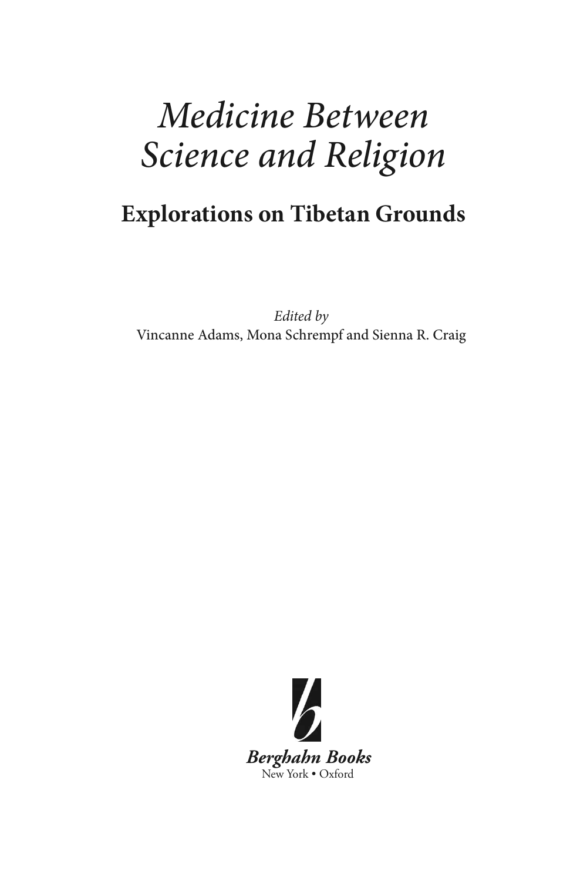# *Medicine Between Science and Religion*

## Explorations on Tibetan Grounds

*Edited by*
Vincanne Adams, Mona Schrempf and Sienna R. Craig

***Berghahn Books***
New York • Oxford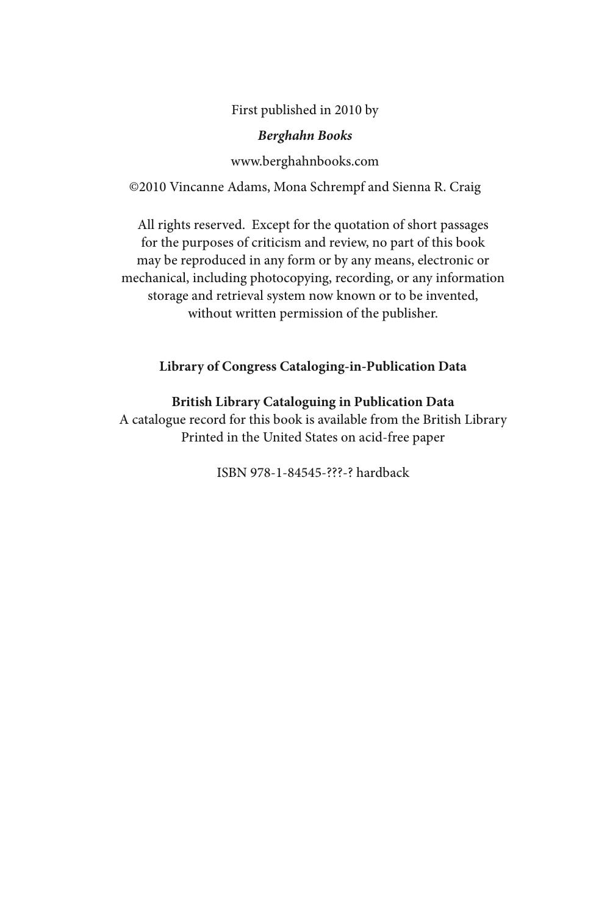First published in 2010 by

***Berghahn Books***

www.berghahnbooks.com

©2010 Vincanne Adams, Mona Schrempf and Sienna R. Craig

All rights reserved. Except for the quotation of short passages for the purposes of criticism and review, no part of this book may be reproduced in any form or by any means, electronic or mechanical, including photocopying, recording, or any information storage and retrieval system now known or to be invented, without written permission of the publisher.

**Library of Congress Cataloging-in-Publication Data**

**British Library Cataloguing in Publication Data**
A catalogue record for this book is available from the British Library
Printed in the United States on acid-free paper

ISBN 978-1-84545-???-? hardback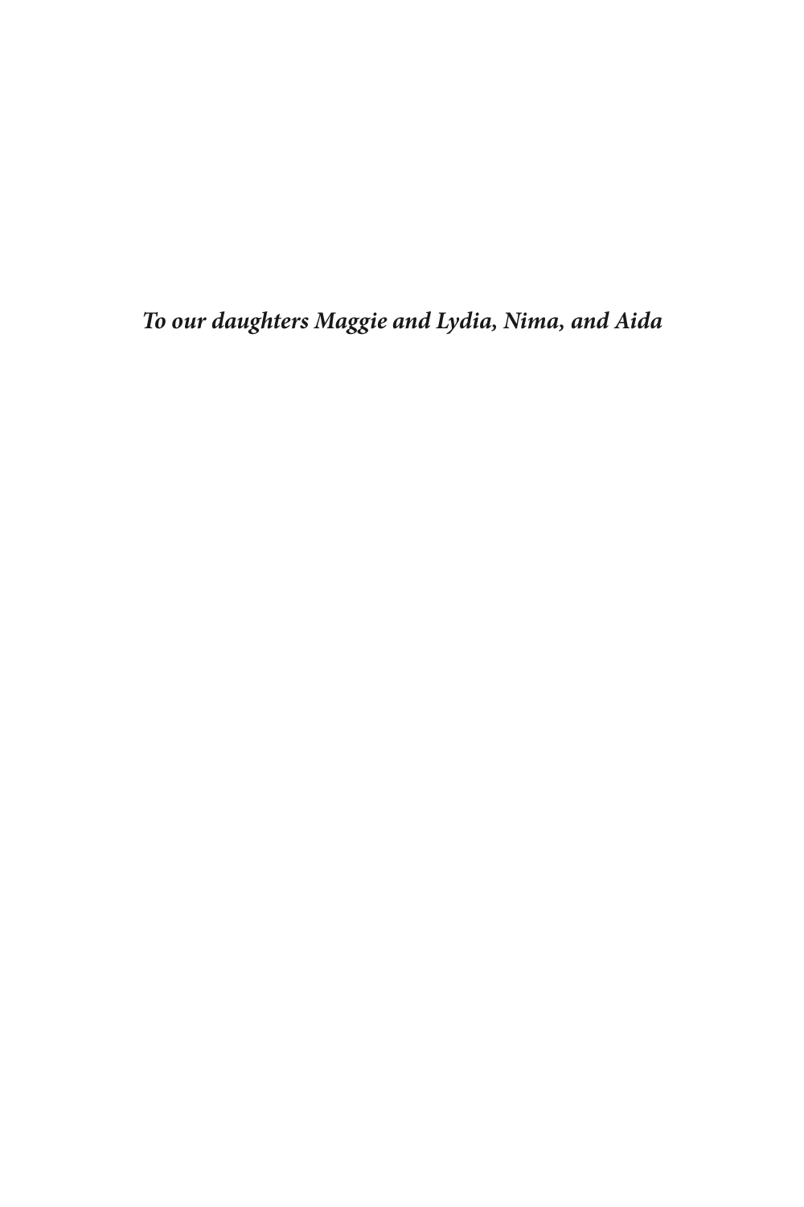***To our daughters Maggie and Lydia, Nima, and Aida***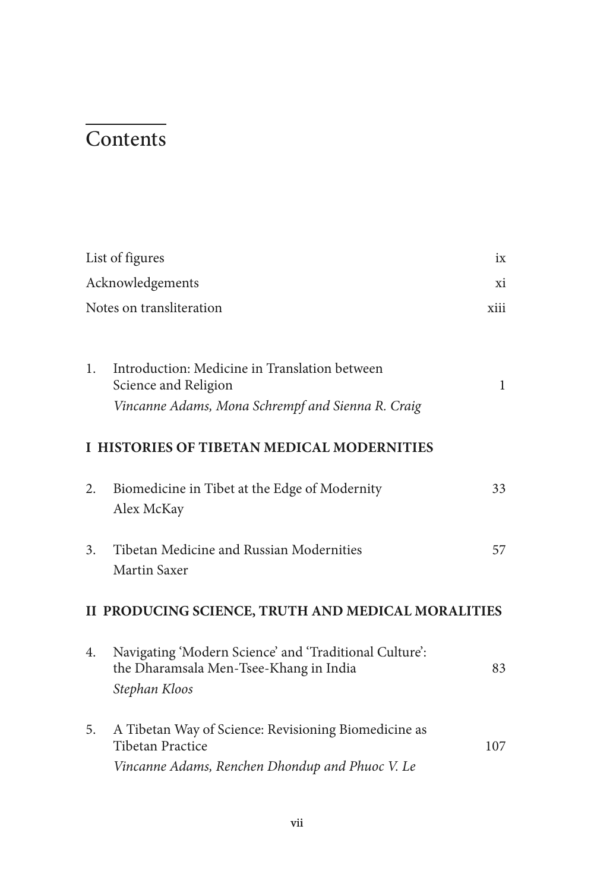# Contents

| | |
|---|---|
| List of figures | ix |
| Acknowledgements | xi |
| Notes on transliteration | xiii |

1. Introduction: Medicine in Translation between Science and Religion — 1
   *Vincanne Adams, Mona Schrempf and Sienna R. Craig*

## I HISTORIES OF TIBETAN MEDICAL MODERNITIES

2. Biomedicine in Tibet at the Edge of Modernity — 33
   Alex McKay

3. Tibetan Medicine and Russian Modernities — 57
   Martin Saxer

## II PRODUCING SCIENCE, TRUTH AND MEDICAL MORALITIES

4. Navigating 'Modern Science' and 'Traditional Culture': the Dharamsala Men-Tsee-Khang in India — 83
   *Stephan Kloos*

5. A Tibetan Way of Science: Revisioning Biomedicine as Tibetan Practice — 107
   *Vincanne Adams, Renchen Dhondup and Phuoc V. Le*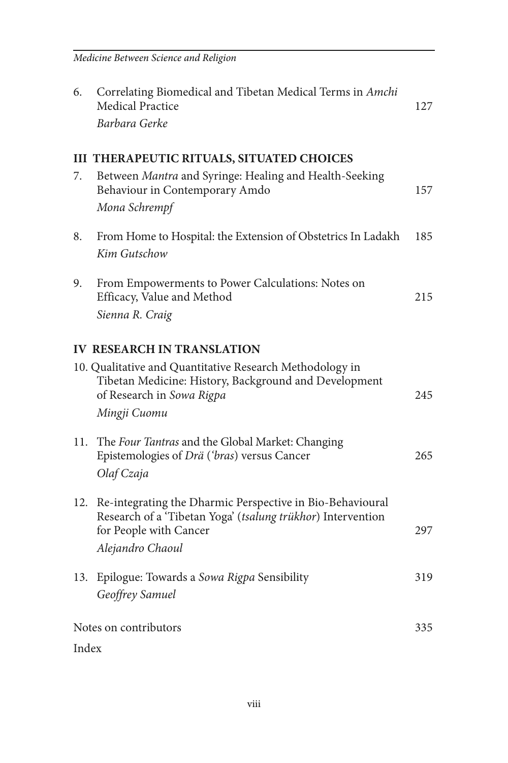6. Correlating Biomedical and Tibetan Medical Terms in *Amchi* Medical Practice — 127
   *Barbara Gerke*

## III THERAPEUTIC RITUALS, SITUATED CHOICES

7. Between *Mantra* and Syringe: Healing and Health-Seeking Behaviour in Contemporary Amdo — 157
   *Mona Schrempf*

8. From Home to Hospital: the Extension of Obstetrics In Ladakh — 185
   *Kim Gutschow*

9. From Empowerments to Power Calculations: Notes on Efficacy, Value and Method — 215
   *Sienna R. Craig*

## IV RESEARCH IN TRANSLATION

10. Qualitative and Quantitative Research Methodology in Tibetan Medicine: History, Background and Development of Research in *Sowa Rigpa* — 245
    *Mingji Cuomu*

11. The *Four Tantras* and the Global Market: Changing Epistemologies of *Drä* (*'bras*) versus Cancer — 265
    *Olaf Czaja*

12. Re-integrating the Dharmic Perspective in Bio-Behavioural Research of a 'Tibetan Yoga' (*tsalung trükhor*) Intervention for People with Cancer — 297
    *Alejandro Chaoul*

13. Epilogue: Towards a *Sowa Rigpa* Sensibility — 319
    *Geoffrey Samuel*

Notes on contributors — 335

Index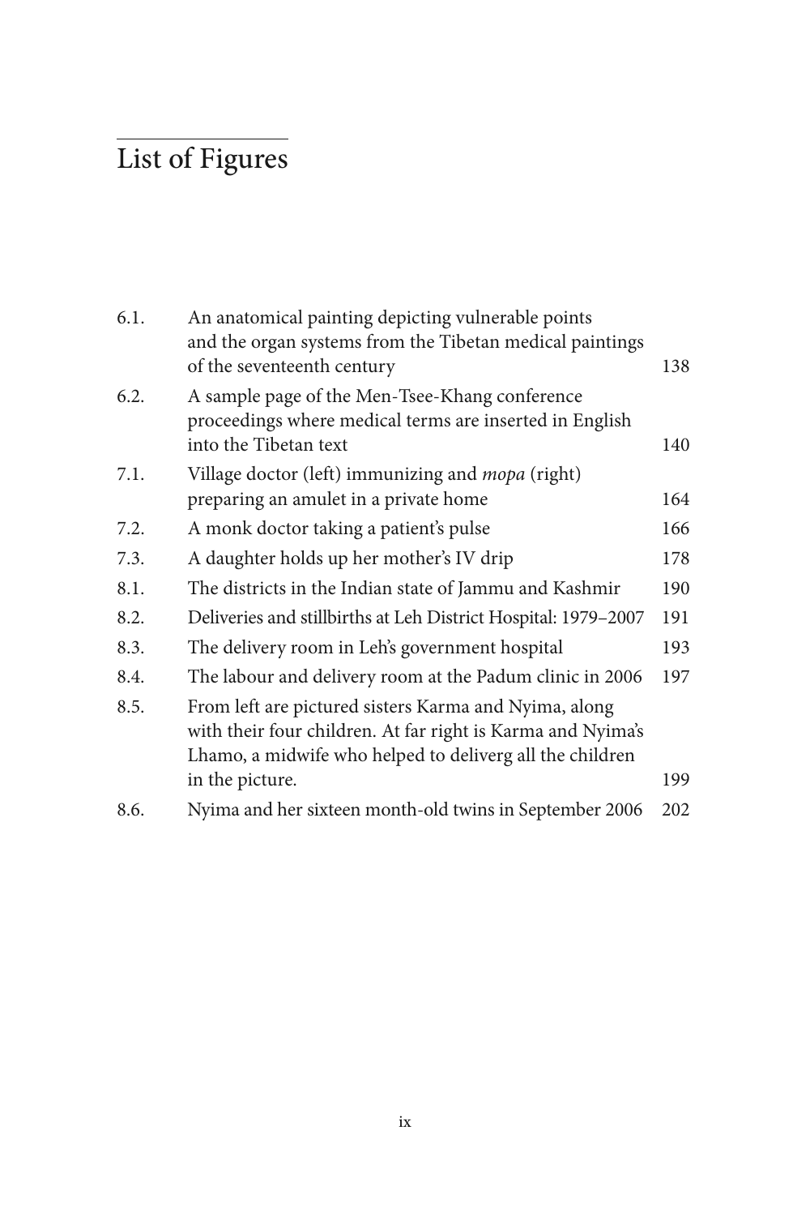# List of Figures

| | | |
|---|---|---|
| 6.1. | An anatomical painting depicting vulnerable points and the organ systems from the Tibetan medical paintings of the seventeenth century | 138 |
| 6.2. | A sample page of the Men-Tsee-Khang conference proceedings where medical terms are inserted in English into the Tibetan text | 140 |
| 7.1. | Village doctor (left) immunizing and *mopa* (right) preparing an amulet in a private home | 164 |
| 7.2. | A monk doctor taking a patient's pulse | 166 |
| 7.3. | A daughter holds up her mother's IV drip | 178 |
| 8.1. | The districts in the Indian state of Jammu and Kashmir | 190 |
| 8.2. | Deliveries and stillbirths at Leh District Hospital: 1979–2007 | 191 |
| 8.3. | The delivery room in Leh's government hospital | 193 |
| 8.4. | The labour and delivery room at the Padum clinic in 2006 | 197 |
| 8.5. | From left are pictured sisters Karma and Nyima, along with their four children. At far right is Karma and Nyima's Lhamo, a midwife who helped to deliverg all the children in the picture. | 199 |
| 8.6. | Nyima and her sixteen month-old twins in September 2006 | 202 |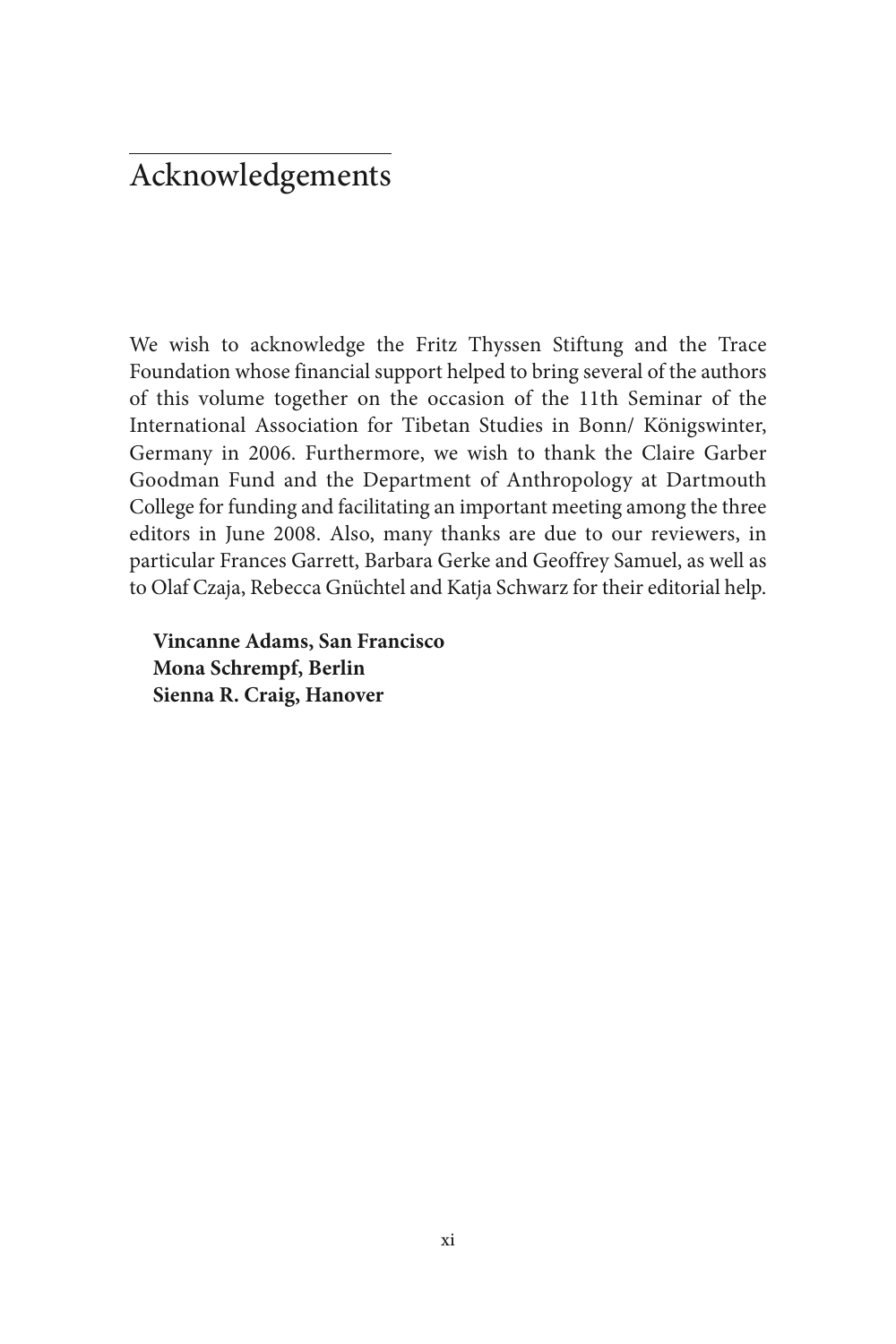# Acknowledgements

We wish to acknowledge the Fritz Thyssen Stiftung and the Trace Foundation whose financial support helped to bring several of the authors of this volume together on the occasion of the 11th Seminar of the International Association for Tibetan Studies in Bonn/ Königswinter, Germany in 2006. Furthermore, we wish to thank the Claire Garber Goodman Fund and the Department of Anthropology at Dartmouth College for funding and facilitating an important meeting among the three editors in June 2008. Also, many thanks are due to our reviewers, in particular Frances Garrett, Barbara Gerke and Geoffrey Samuel, as well as to Olaf Czaja, Rebecca Gnüchtel and Katja Schwarz for their editorial help.

**Vincanne Adams, San Francisco**
**Mona Schrempf, Berlin**
**Sienna R. Craig, Hanover**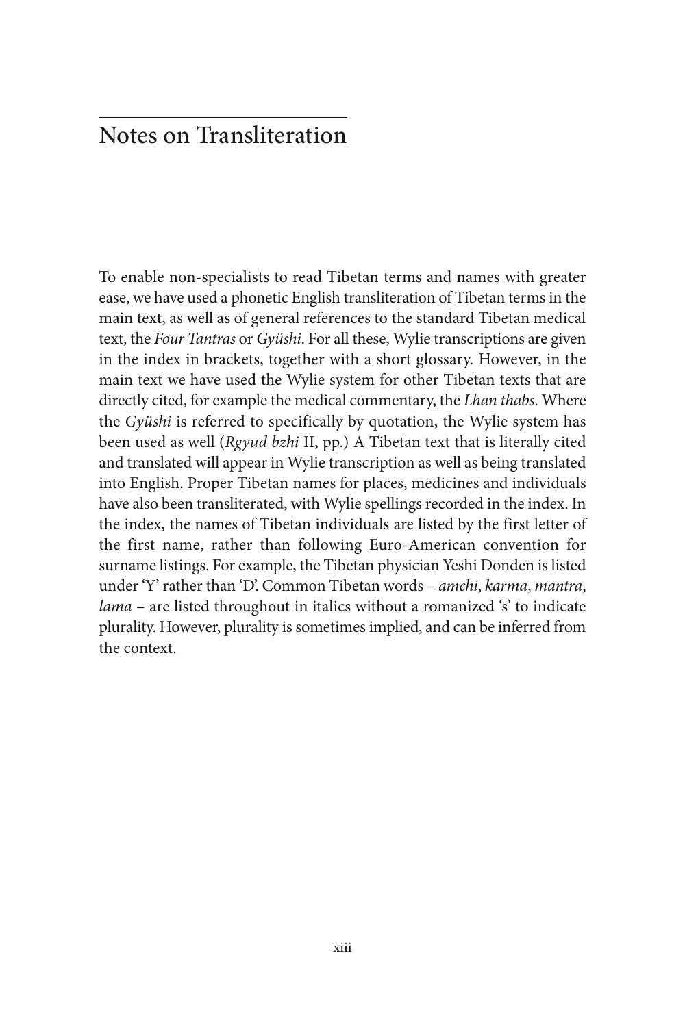# Notes on Transliteration

To enable non-specialists to read Tibetan terms and names with greater ease, we have used a phonetic English transliteration of Tibetan terms in the main text, as well as of general references to the standard Tibetan medical text, the *Four Tantras* or *Gyüshi*. For all these, Wylie transcriptions are given in the index in brackets, together with a short glossary. However, in the main text we have used the Wylie system for other Tibetan texts that are directly cited, for example the medical commentary, the *Lhan thabs*. Where the *Gyüshi* is referred to specifically by quotation, the Wylie system has been used as well (*Rgyud bzhi* II, pp.) A Tibetan text that is literally cited and translated will appear in Wylie transcription as well as being translated into English. Proper Tibetan names for places, medicines and individuals have also been transliterated, with Wylie spellings recorded in the index. In the index, the names of Tibetan individuals are listed by the first letter of the first name, rather than following Euro-American convention for surname listings. For example, the Tibetan physician Yeshi Donden is listed under 'Y' rather than 'D'. Common Tibetan words – *amchi*, *karma*, *mantra*, *lama* – are listed throughout in italics without a romanized 's' to indicate plurality. However, plurality is sometimes implied, and can be inferred from the context.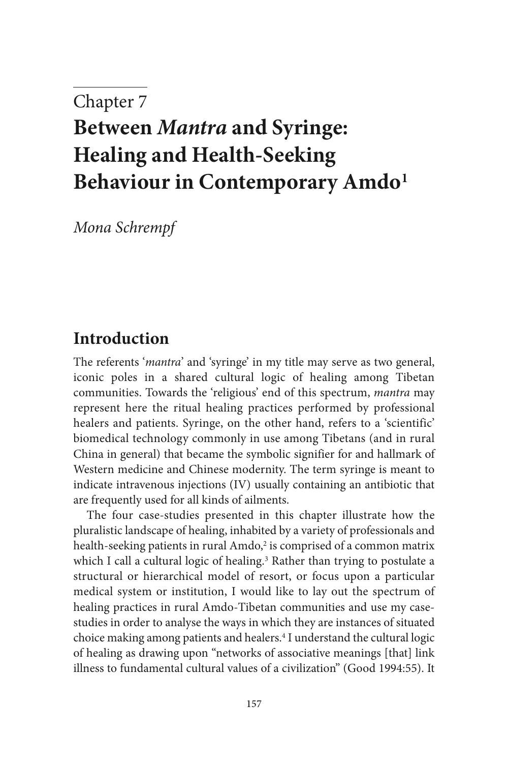Chapter 7

# Between *Mantra* and Syringe: Healing and Health-Seeking Behaviour in Contemporary Amdo[1]

*Mona Schrempf*

## Introduction

The referents '*mantra*' and 'syringe' in my title may serve as two general, iconic poles in a shared cultural logic of healing among Tibetan communities. Towards the 'religious' end of this spectrum, *mantra* may represent here the ritual healing practices performed by professional healers and patients. Syringe, on the other hand, refers to a 'scientific' biomedical technology commonly in use among Tibetans (and in rural China in general) that became the symbolic signifier for and hallmark of Western medicine and Chinese modernity. The term syringe is meant to indicate intravenous injections (IV) usually containing an antibiotic that are frequently used for all kinds of ailments.

The four case-studies presented in this chapter illustrate how the pluralistic landscape of healing, inhabited by a variety of professionals and health-seeking patients in rural Amdo,[2] is comprised of a common matrix which I call a cultural logic of healing.[3] Rather than trying to postulate a structural or hierarchical model of resort, or focus upon a particular medical system or institution, I would like to lay out the spectrum of healing practices in rural Amdo-Tibetan communities and use my case-studies in order to analyse the ways in which they are instances of situated choice making among patients and healers.[4] I understand the cultural logic of healing as drawing upon "networks of associative meanings [that] link illness to fundamental cultural values of a civilization" (Good 1994:55). It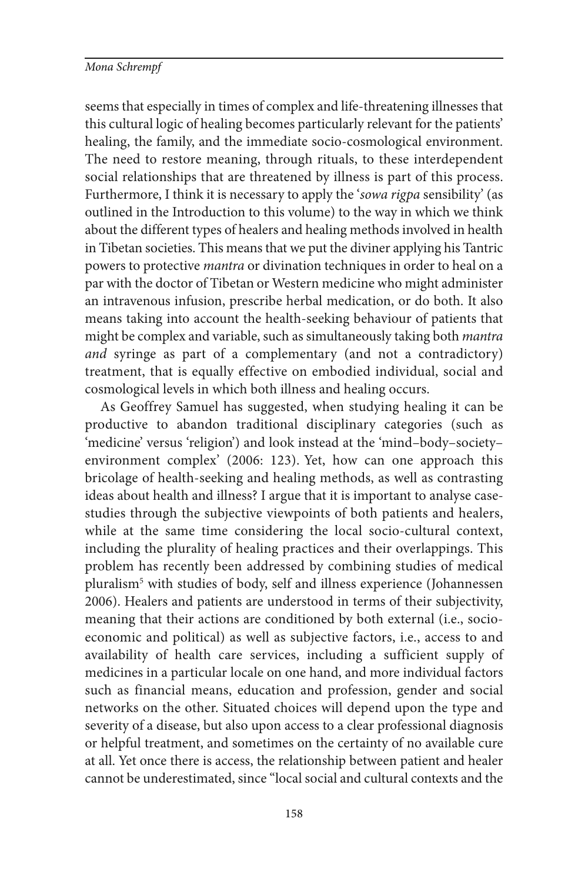seems that especially in times of complex and life-threatening illnesses that this cultural logic of healing becomes particularly relevant for the patients' healing, the family, and the immediate socio-cosmological environment. The need to restore meaning, through rituals, to these interdependent social relationships that are threatened by illness is part of this process. Furthermore, I think it is necessary to apply the '*sowa rigpa* sensibility' (as outlined in the Introduction to this volume) to the way in which we think about the different types of healers and healing methods involved in health in Tibetan societies. This means that we put the diviner applying his Tantric powers to protective *mantra* or divination techniques in order to heal on a par with the doctor of Tibetan or Western medicine who might administer an intravenous infusion, prescribe herbal medication, or do both. It also means taking into account the health-seeking behaviour of patients that might be complex and variable, such as simultaneously taking both *mantra and* syringe as part of a complementary (and not a contradictory) treatment, that is equally effective on embodied individual, social and cosmological levels in which both illness and healing occurs.

As Geoffrey Samuel has suggested, when studying healing it can be productive to abandon traditional disciplinary categories (such as 'medicine' versus 'religion') and look instead at the 'mind–body–society–environment complex' (2006: 123). Yet, how can one approach this bricolage of health-seeking and healing methods, as well as contrasting ideas about health and illness? I argue that it is important to analyse case-studies through the subjective viewpoints of both patients and healers, while at the same time considering the local socio-cultural context, including the plurality of healing practices and their overlappings. This problem has recently been addressed by combining studies of medical pluralism[5] with studies of body, self and illness experience (Johannessen 2006). Healers and patients are understood in terms of their subjectivity, meaning that their actions are conditioned by both external (i.e., socio-economic and political) as well as subjective factors, i.e., access to and availability of health care services, including a sufficient supply of medicines in a particular locale on one hand, and more individual factors such as financial means, education and profession, gender and social networks on the other. Situated choices will depend upon the type and severity of a disease, but also upon access to a clear professional diagnosis or helpful treatment, and sometimes on the certainty of no available cure at all. Yet once there is access, the relationship between patient and healer cannot be underestimated, since "local social and cultural contexts and the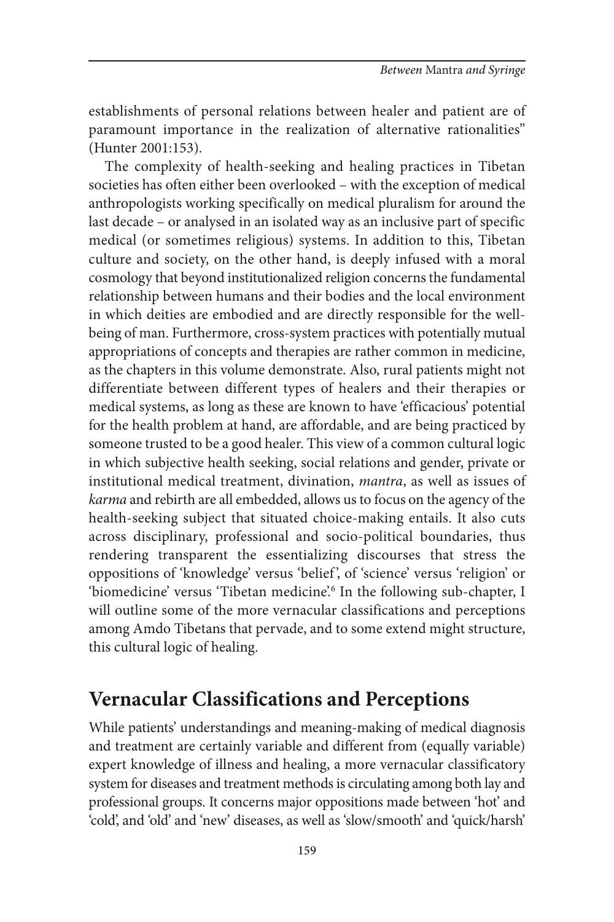establishments of personal relations between healer and patient are of paramount importance in the realization of alternative rationalities" (Hunter 2001:153).

The complexity of health-seeking and healing practices in Tibetan societies has often either been overlooked – with the exception of medical anthropologists working specifically on medical pluralism for around the last decade – or analysed in an isolated way as an inclusive part of specific medical (or sometimes religious) systems. In addition to this, Tibetan culture and society, on the other hand, is deeply infused with a moral cosmology that beyond institutionalized religion concerns the fundamental relationship between humans and their bodies and the local environment in which deities are embodied and are directly responsible for the well-being of man. Furthermore, cross-system practices with potentially mutual appropriations of concepts and therapies are rather common in medicine, as the chapters in this volume demonstrate. Also, rural patients might not differentiate between different types of healers and their therapies or medical systems, as long as these are known to have 'efficacious' potential for the health problem at hand, are affordable, and are being practiced by someone trusted to be a good healer. This view of a common cultural logic in which subjective health seeking, social relations and gender, private or institutional medical treatment, divination, *mantra*, as well as issues of *karma* and rebirth are all embedded, allows us to focus on the agency of the health-seeking subject that situated choice-making entails. It also cuts across disciplinary, professional and socio-political boundaries, thus rendering transparent the essentializing discourses that stress the oppositions of 'knowledge' versus 'belief', of 'science' versus 'religion' or 'biomedicine' versus 'Tibetan medicine'.[6] In the following sub-chapter, I will outline some of the more vernacular classifications and perceptions among Amdo Tibetans that pervade, and to some extend might structure, this cultural logic of healing.

## Vernacular Classifications and Perceptions

While patients' understandings and meaning-making of medical diagnosis and treatment are certainly variable and different from (equally variable) expert knowledge of illness and healing, a more vernacular classificatory system for diseases and treatment methods is circulating among both lay and professional groups. It concerns major oppositions made between 'hot' and 'cold', and 'old' and 'new' diseases, as well as 'slow/smooth' and 'quick/harsh'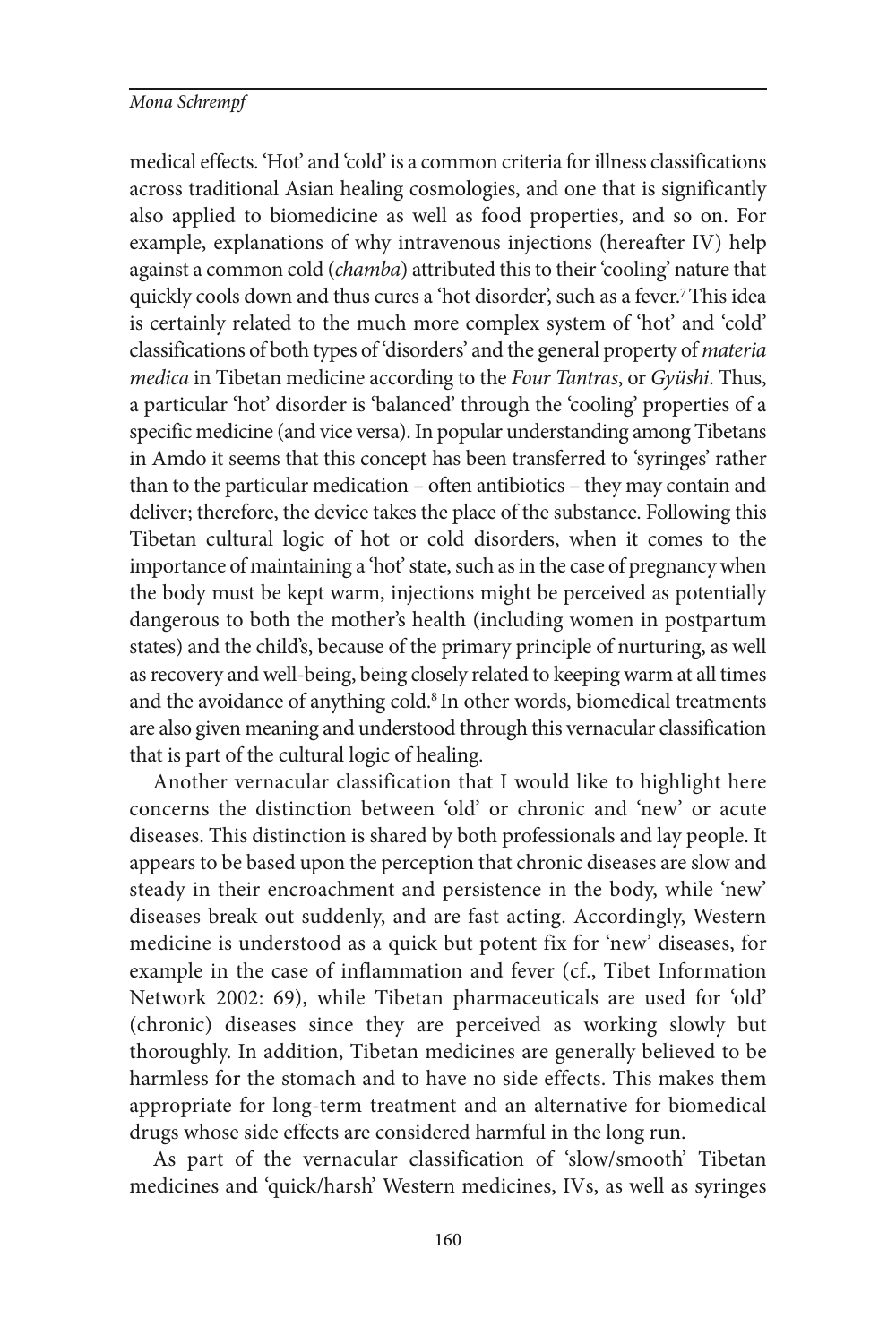medical effects. 'Hot' and 'cold' is a common criteria for illness classifications across traditional Asian healing cosmologies, and one that is significantly also applied to biomedicine as well as food properties, and so on. For example, explanations of why intravenous injections (hereafter IV) help against a common cold (*chamba*) attributed this to their 'cooling' nature that quickly cools down and thus cures a 'hot disorder', such as a fever.[7] This idea is certainly related to the much more complex system of 'hot' and 'cold' classifications of both types of 'disorders' and the general property of *materia medica* in Tibetan medicine according to the *Four Tantras*, or *Gyüshi*. Thus, a particular 'hot' disorder is 'balanced' through the 'cooling' properties of a specific medicine (and vice versa). In popular understanding among Tibetans in Amdo it seems that this concept has been transferred to 'syringes' rather than to the particular medication – often antibiotics – they may contain and deliver; therefore, the device takes the place of the substance. Following this Tibetan cultural logic of hot or cold disorders, when it comes to the importance of maintaining a 'hot' state, such as in the case of pregnancy when the body must be kept warm, injections might be perceived as potentially dangerous to both the mother's health (including women in postpartum states) and the child's, because of the primary principle of nurturing, as well as recovery and well-being, being closely related to keeping warm at all times and the avoidance of anything cold.[8] In other words, biomedical treatments are also given meaning and understood through this vernacular classification that is part of the cultural logic of healing.

Another vernacular classification that I would like to highlight here concerns the distinction between 'old' or chronic and 'new' or acute diseases. This distinction is shared by both professionals and lay people. It appears to be based upon the perception that chronic diseases are slow and steady in their encroachment and persistence in the body, while 'new' diseases break out suddenly, and are fast acting. Accordingly, Western medicine is understood as a quick but potent fix for 'new' diseases, for example in the case of inflammation and fever (cf., Tibet Information Network 2002: 69), while Tibetan pharmaceuticals are used for 'old' (chronic) diseases since they are perceived as working slowly but thoroughly. In addition, Tibetan medicines are generally believed to be harmless for the stomach and to have no side effects. This makes them appropriate for long-term treatment and an alternative for biomedical drugs whose side effects are considered harmful in the long run.

As part of the vernacular classification of 'slow/smooth' Tibetan medicines and 'quick/harsh' Western medicines, IVs, as well as syringes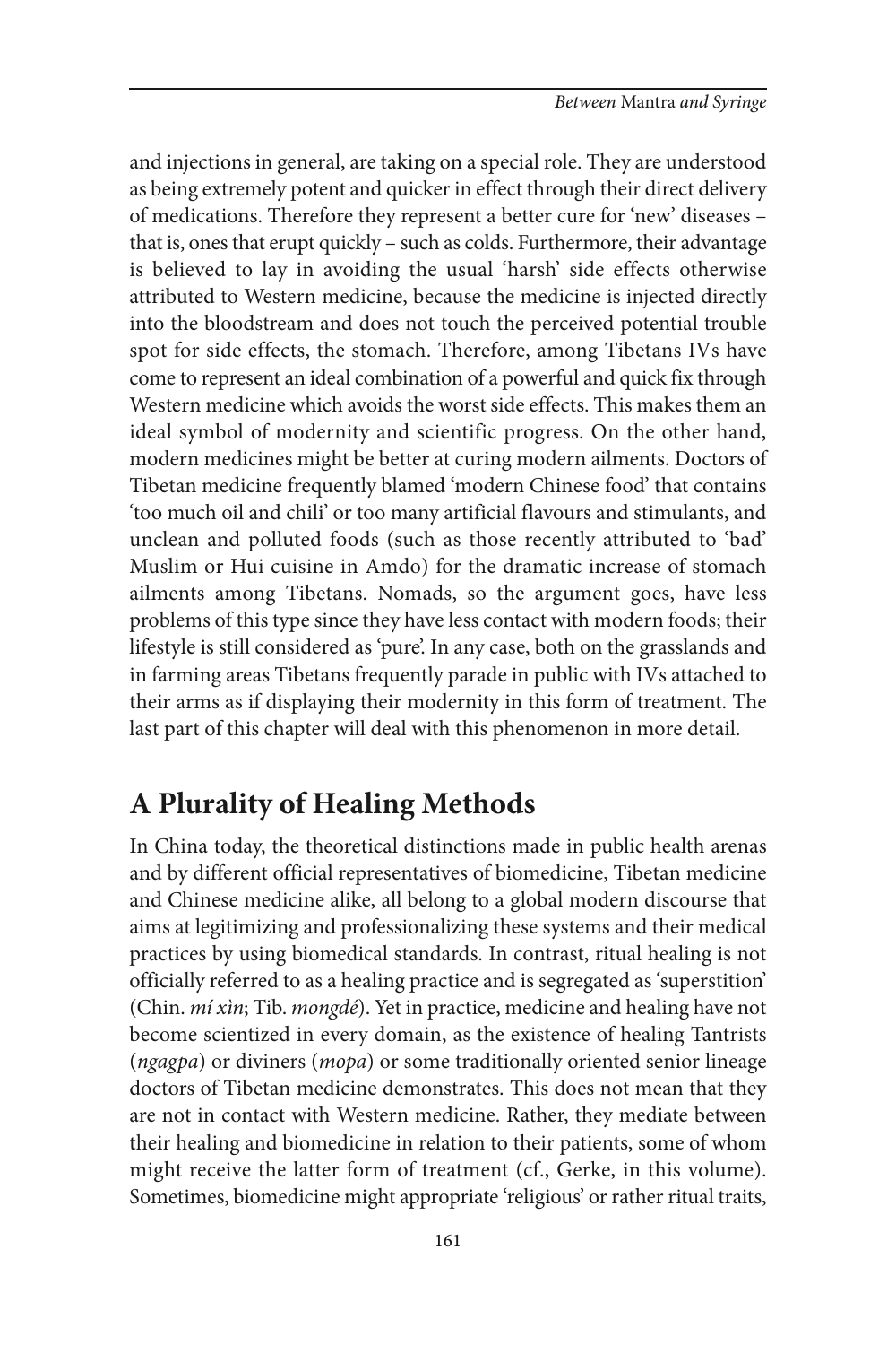and injections in general, are taking on a special role. They are understood as being extremely potent and quicker in effect through their direct delivery of medications. Therefore they represent a better cure for 'new' diseases – that is, ones that erupt quickly – such as colds. Furthermore, their advantage is believed to lay in avoiding the usual 'harsh' side effects otherwise attributed to Western medicine, because the medicine is injected directly into the bloodstream and does not touch the perceived potential trouble spot for side effects, the stomach. Therefore, among Tibetans IVs have come to represent an ideal combination of a powerful and quick fix through Western medicine which avoids the worst side effects. This makes them an ideal symbol of modernity and scientific progress. On the other hand, modern medicines might be better at curing modern ailments. Doctors of Tibetan medicine frequently blamed 'modern Chinese food' that contains 'too much oil and chili' or too many artificial flavours and stimulants, and unclean and polluted foods (such as those recently attributed to 'bad' Muslim or Hui cuisine in Amdo) for the dramatic increase of stomach ailments among Tibetans. Nomads, so the argument goes, have less problems of this type since they have less contact with modern foods; their lifestyle is still considered as 'pure'. In any case, both on the grasslands and in farming areas Tibetans frequently parade in public with IVs attached to their arms as if displaying their modernity in this form of treatment. The last part of this chapter will deal with this phenomenon in more detail.

## A Plurality of Healing Methods

In China today, the theoretical distinctions made in public health arenas and by different official representatives of biomedicine, Tibetan medicine and Chinese medicine alike, all belong to a global modern discourse that aims at legitimizing and professionalizing these systems and their medical practices by using biomedical standards. In contrast, ritual healing is not officially referred to as a healing practice and is segregated as 'superstition' (Chin. *mí xìn*; Tib. *mongdé*). Yet in practice, medicine and healing have not become scientized in every domain, as the existence of healing Tantrists (*ngagpa*) or diviners (*mopa*) or some traditionally oriented senior lineage doctors of Tibetan medicine demonstrates. This does not mean that they are not in contact with Western medicine. Rather, they mediate between their healing and biomedicine in relation to their patients, some of whom might receive the latter form of treatment (cf., Gerke, in this volume). Sometimes, biomedicine might appropriate 'religious' or rather ritual traits,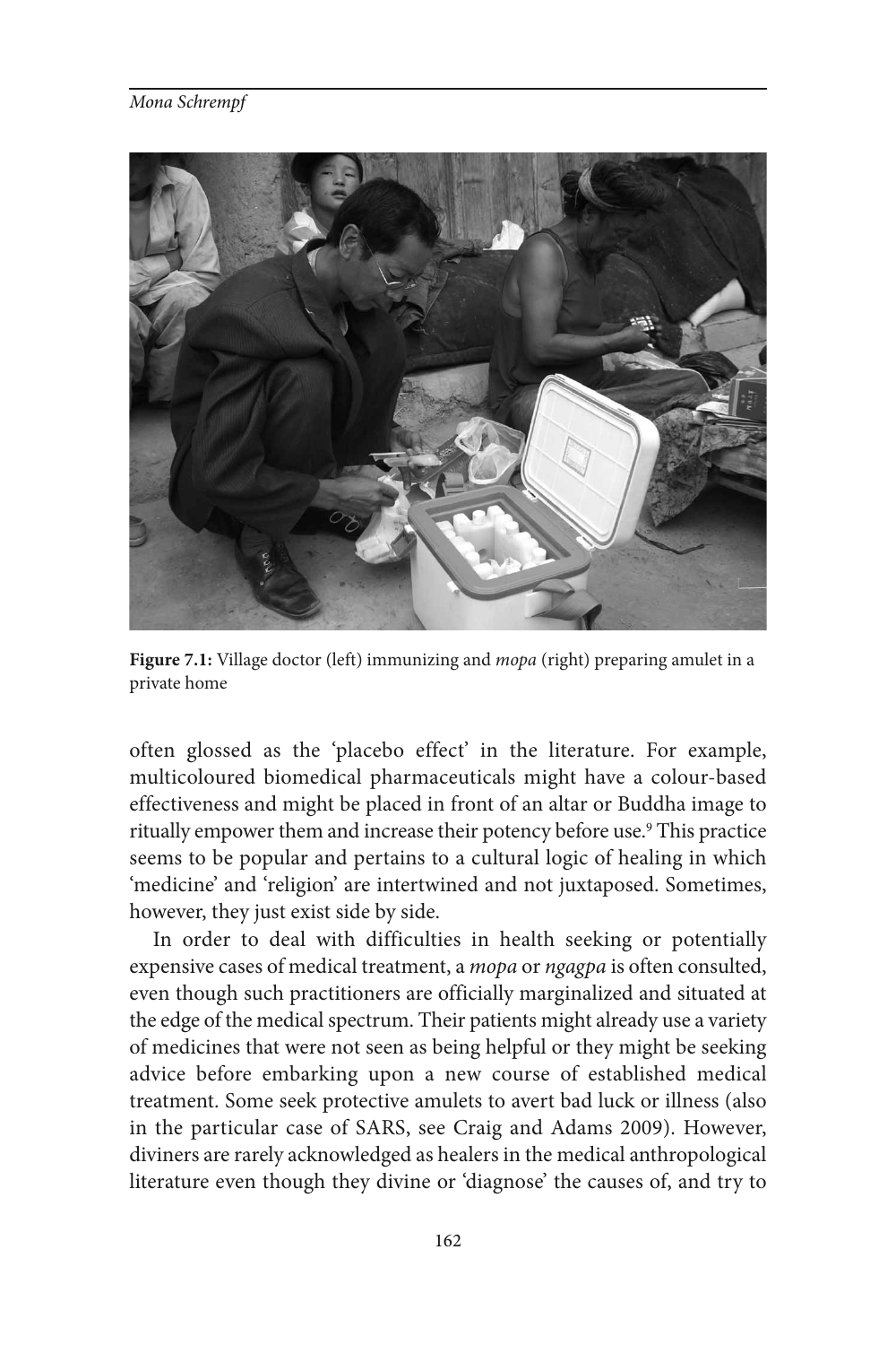**Figure 7.1:** Village doctor (left) immunizing and *mopa* (right) preparing amulet in a private home

often glossed as the 'placebo effect' in the literature. For example, multicoloured biomedical pharmaceuticals might have a colour-based effectiveness and might be placed in front of an altar or Buddha image to ritually empower them and increase their potency before use.[9] This practice seems to be popular and pertains to a cultural logic of healing in which 'medicine' and 'religion' are intertwined and not juxtaposed. Sometimes, however, they just exist side by side.

In order to deal with difficulties in health seeking or potentially expensive cases of medical treatment, a *mopa* or *ngagpa* is often consulted, even though such practitioners are officially marginalized and situated at the edge of the medical spectrum. Their patients might already use a variety of medicines that were not seen as being helpful or they might be seeking advice before embarking upon a new course of established medical treatment. Some seek protective amulets to avert bad luck or illness (also in the particular case of SARS, see Craig and Adams 2009). However, diviners are rarely acknowledged as healers in the medical anthropological literature even though they divine or 'diagnose' the causes of, and try to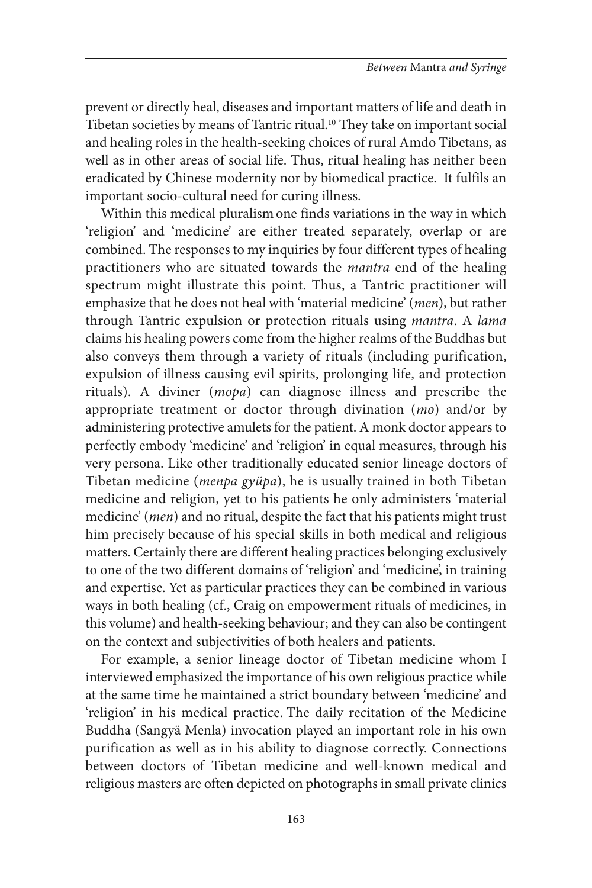prevent or directly heal, diseases and important matters of life and death in Tibetan societies by means of Tantric ritual.[10] They take on important social and healing roles in the health-seeking choices of rural Amdo Tibetans, as well as in other areas of social life. Thus, ritual healing has neither been eradicated by Chinese modernity nor by biomedical practice. It fulfils an important socio-cultural need for curing illness.

Within this medical pluralism one finds variations in the way in which 'religion' and 'medicine' are either treated separately, overlap or are combined. The responses to my inquiries by four different types of healing practitioners who are situated towards the *mantra* end of the healing spectrum might illustrate this point. Thus, a Tantric practitioner will emphasize that he does not heal with 'material medicine' (*men*), but rather through Tantric expulsion or protection rituals using *mantra*. A *lama* claims his healing powers come from the higher realms of the Buddhas but also conveys them through a variety of rituals (including purification, expulsion of illness causing evil spirits, prolonging life, and protection rituals). A diviner (*mopa*) can diagnose illness and prescribe the appropriate treatment or doctor through divination (*mo*) and/or by administering protective amulets for the patient. A monk doctor appears to perfectly embody 'medicine' and 'religion' in equal measures, through his very persona. Like other traditionally educated senior lineage doctors of Tibetan medicine (*menpa gyüpa*), he is usually trained in both Tibetan medicine and religion, yet to his patients he only administers 'material medicine' (*men*) and no ritual, despite the fact that his patients might trust him precisely because of his special skills in both medical and religious matters. Certainly there are different healing practices belonging exclusively to one of the two different domains of 'religion' and 'medicine', in training and expertise. Yet as particular practices they can be combined in various ways in both healing (cf., Craig on empowerment rituals of medicines, in this volume) and health-seeking behaviour; and they can also be contingent on the context and subjectivities of both healers and patients.

For example, a senior lineage doctor of Tibetan medicine whom I interviewed emphasized the importance of his own religious practice while at the same time he maintained a strict boundary between 'medicine' and 'religion' in his medical practice. The daily recitation of the Medicine Buddha (Sangyä Menla) invocation played an important role in his own purification as well as in his ability to diagnose correctly. Connections between doctors of Tibetan medicine and well-known medical and religious masters are often depicted on photographs in small private clinics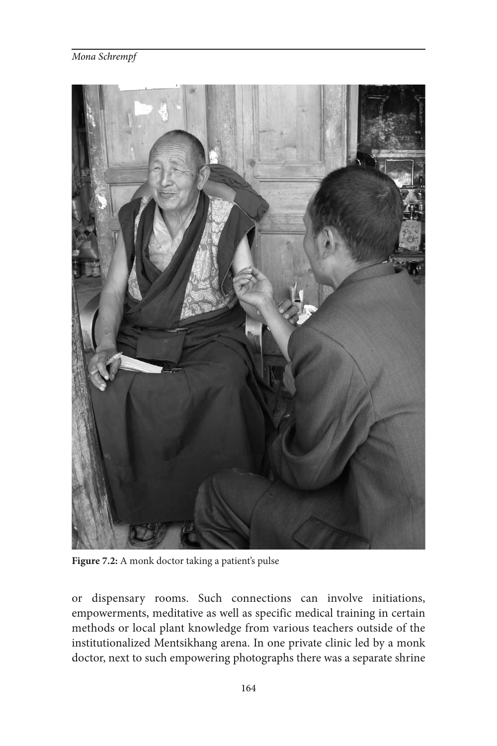Figure 7.2: A monk doctor taking a patient's pulse

or dispensary rooms. Such connections can involve initiations, empowerments, meditative as well as specific medical training in certain methods or local plant knowledge from various teachers outside of the institutionalized Mentsikhang arena. In one private clinic led by a monk doctor, next to such empowering photographs there was a separate shrine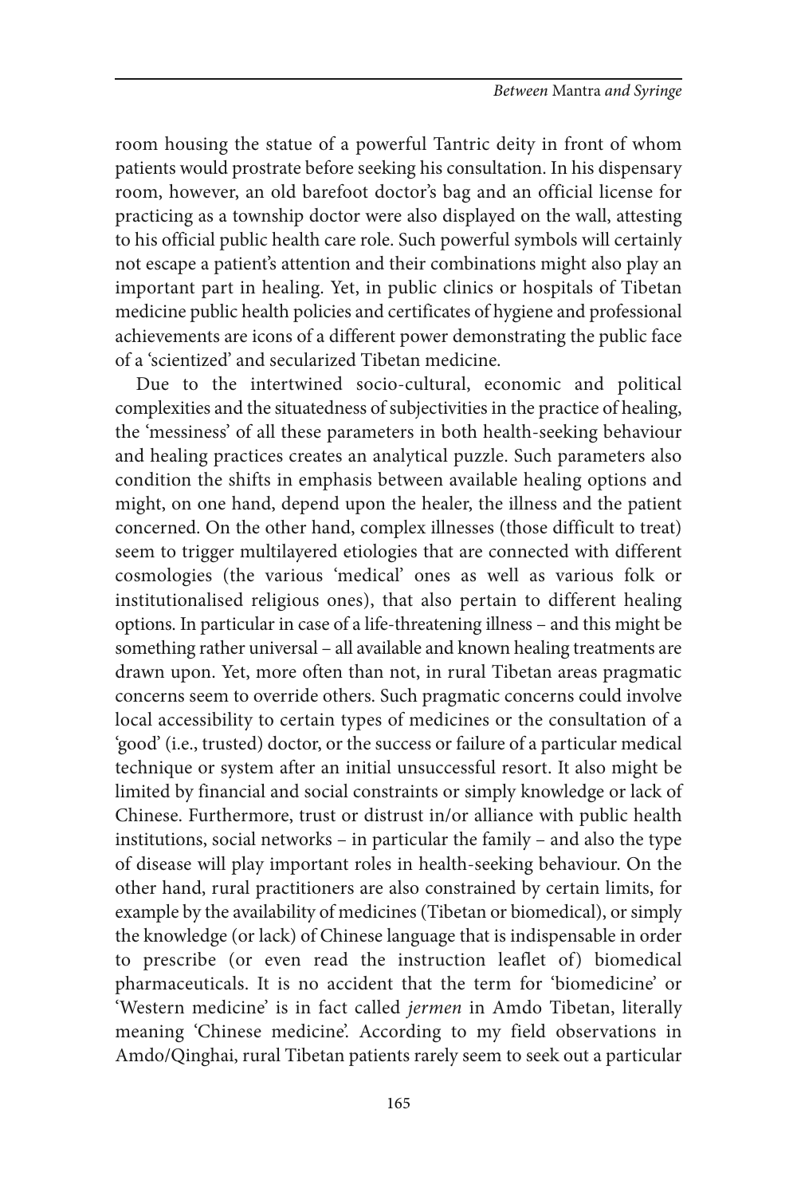room housing the statue of a powerful Tantric deity in front of whom patients would prostrate before seeking his consultation. In his dispensary room, however, an old barefoot doctor's bag and an official license for practicing as a township doctor were also displayed on the wall, attesting to his official public health care role. Such powerful symbols will certainly not escape a patient's attention and their combinations might also play an important part in healing. Yet, in public clinics or hospitals of Tibetan medicine public health policies and certificates of hygiene and professional achievements are icons of a different power demonstrating the public face of a 'scientized' and secularized Tibetan medicine.

Due to the intertwined socio-cultural, economic and political complexities and the situatedness of subjectivities in the practice of healing, the 'messiness' of all these parameters in both health-seeking behaviour and healing practices creates an analytical puzzle. Such parameters also condition the shifts in emphasis between available healing options and might, on one hand, depend upon the healer, the illness and the patient concerned. On the other hand, complex illnesses (those difficult to treat) seem to trigger multilayered etiologies that are connected with different cosmologies (the various 'medical' ones as well as various folk or institutionalised religious ones), that also pertain to different healing options. In particular in case of a life-threatening illness – and this might be something rather universal – all available and known healing treatments are drawn upon. Yet, more often than not, in rural Tibetan areas pragmatic concerns seem to override others. Such pragmatic concerns could involve local accessibility to certain types of medicines or the consultation of a 'good' (i.e., trusted) doctor, or the success or failure of a particular medical technique or system after an initial unsuccessful resort. It also might be limited by financial and social constraints or simply knowledge or lack of Chinese. Furthermore, trust or distrust in/or alliance with public health institutions, social networks – in particular the family – and also the type of disease will play important roles in health-seeking behaviour. On the other hand, rural practitioners are also constrained by certain limits, for example by the availability of medicines (Tibetan or biomedical), or simply the knowledge (or lack) of Chinese language that is indispensable in order to prescribe (or even read the instruction leaflet of) biomedical pharmaceuticals. It is no accident that the term for 'biomedicine' or 'Western medicine' is in fact called *jermen* in Amdo Tibetan, literally meaning 'Chinese medicine'. According to my field observations in Amdo/Qinghai, rural Tibetan patients rarely seem to seek out a particular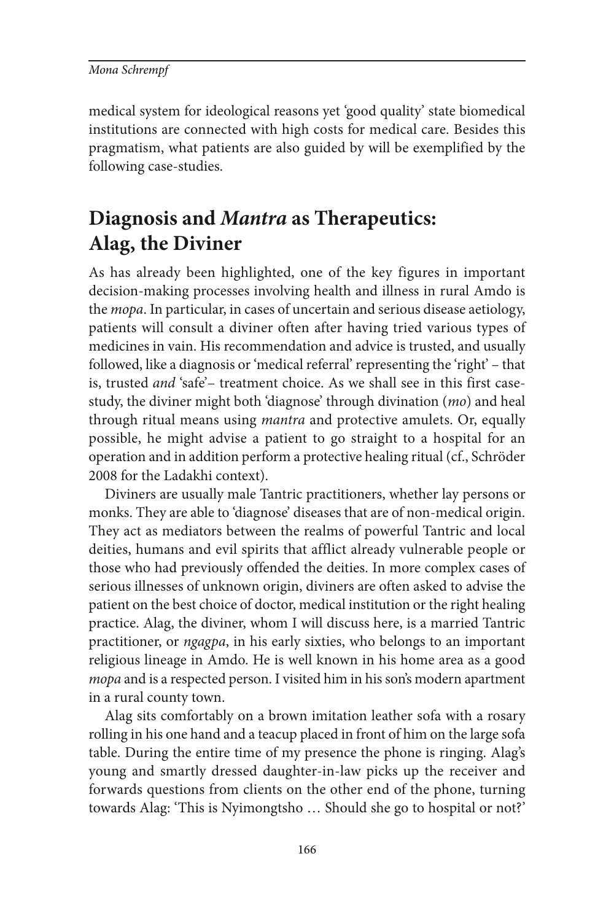medical system for ideological reasons yet 'good quality' state biomedical institutions are connected with high costs for medical care. Besides this pragmatism, what patients are also guided by will be exemplified by the following case-studies.

## Diagnosis and *Mantra* as Therapeutics: Alag, the Diviner

As has already been highlighted, one of the key figures in important decision-making processes involving health and illness in rural Amdo is the *mopa*. In particular, in cases of uncertain and serious disease aetiology, patients will consult a diviner often after having tried various types of medicines in vain. His recommendation and advice is trusted, and usually followed, like a diagnosis or 'medical referral' representing the 'right' – that is, trusted *and* 'safe'– treatment choice. As we shall see in this first case-study, the diviner might both 'diagnose' through divination (*mo*) and heal through ritual means using *mantra* and protective amulets. Or, equally possible, he might advise a patient to go straight to a hospital for an operation and in addition perform a protective healing ritual (cf., Schröder 2008 for the Ladakhi context).

Diviners are usually male Tantric practitioners, whether lay persons or monks. They are able to 'diagnose' diseases that are of non-medical origin. They act as mediators between the realms of powerful Tantric and local deities, humans and evil spirits that afflict already vulnerable people or those who had previously offended the deities. In more complex cases of serious illnesses of unknown origin, diviners are often asked to advise the patient on the best choice of doctor, medical institution or the right healing practice. Alag, the diviner, whom I will discuss here, is a married Tantric practitioner, or *ngagpa*, in his early sixties, who belongs to an important religious lineage in Amdo. He is well known in his home area as a good *mopa* and is a respected person. I visited him in his son's modern apartment in a rural county town.

Alag sits comfortably on a brown imitation leather sofa with a rosary rolling in his one hand and a teacup placed in front of him on the large sofa table. During the entire time of my presence the phone is ringing. Alag's young and smartly dressed daughter-in-law picks up the receiver and forwards questions from clients on the other end of the phone, turning towards Alag: 'This is Nyimongtsho … Should she go to hospital or not?'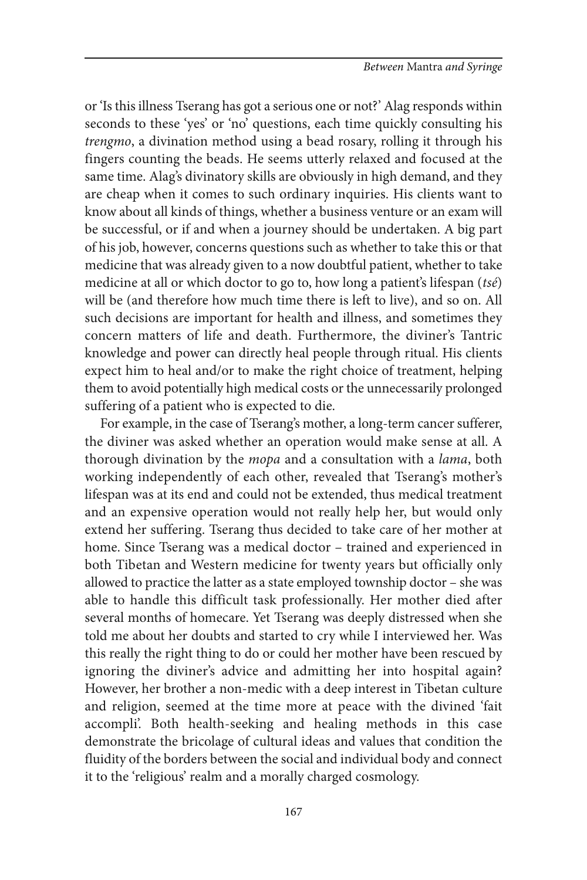or 'Is this illness Tserang has got a serious one or not?' Alag responds within seconds to these 'yes' or 'no' questions, each time quickly consulting his *trengmo*, a divination method using a bead rosary, rolling it through his fingers counting the beads. He seems utterly relaxed and focused at the same time. Alag's divinatory skills are obviously in high demand, and they are cheap when it comes to such ordinary inquiries. His clients want to know about all kinds of things, whether a business venture or an exam will be successful, or if and when a journey should be undertaken. A big part of his job, however, concerns questions such as whether to take this or that medicine that was already given to a now doubtful patient, whether to take medicine at all or which doctor to go to, how long a patient's lifespan (*tsé*) will be (and therefore how much time there is left to live), and so on. All such decisions are important for health and illness, and sometimes they concern matters of life and death. Furthermore, the diviner's Tantric knowledge and power can directly heal people through ritual. His clients expect him to heal and/or to make the right choice of treatment, helping them to avoid potentially high medical costs or the unnecessarily prolonged suffering of a patient who is expected to die.

For example, in the case of Tserang's mother, a long-term cancer sufferer, the diviner was asked whether an operation would make sense at all. A thorough divination by the *mopa* and a consultation with a *lama*, both working independently of each other, revealed that Tserang's mother's lifespan was at its end and could not be extended, thus medical treatment and an expensive operation would not really help her, but would only extend her suffering. Tserang thus decided to take care of her mother at home. Since Tserang was a medical doctor – trained and experienced in both Tibetan and Western medicine for twenty years but officially only allowed to practice the latter as a state employed township doctor – she was able to handle this difficult task professionally. Her mother died after several months of homecare. Yet Tserang was deeply distressed when she told me about her doubts and started to cry while I interviewed her. Was this really the right thing to do or could her mother have been rescued by ignoring the diviner's advice and admitting her into hospital again? However, her brother a non-medic with a deep interest in Tibetan culture and religion, seemed at the time more at peace with the divined 'fait accompli'. Both health-seeking and healing methods in this case demonstrate the bricolage of cultural ideas and values that condition the fluidity of the borders between the social and individual body and connect it to the 'religious' realm and a morally charged cosmology.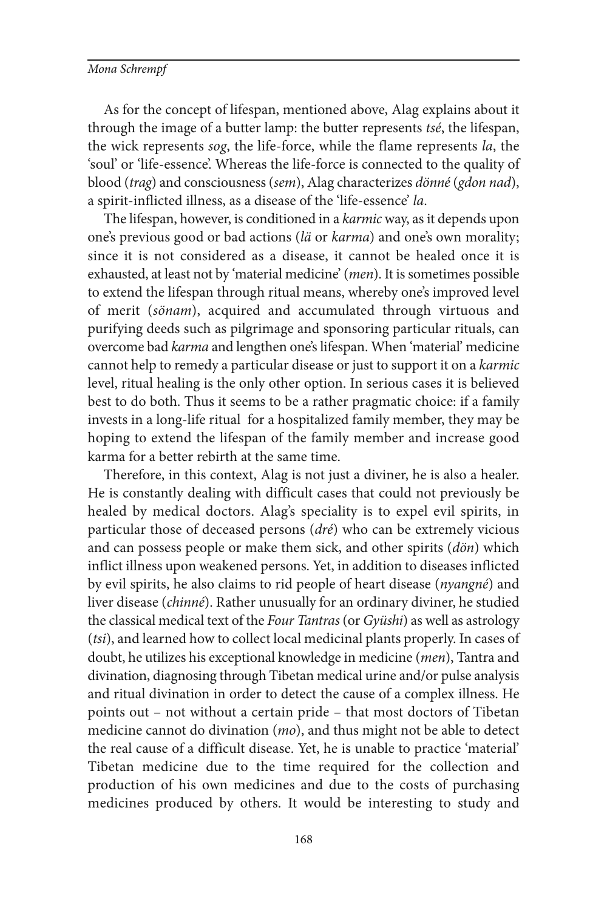As for the concept of lifespan, mentioned above, Alag explains about it through the image of a butter lamp: the butter represents *tsé*, the lifespan, the wick represents *sog*, the life-force, while the flame represents *la*, the 'soul' or 'life-essence'. Whereas the life-force is connected to the quality of blood (*trag*) and consciousness (*sem*), Alag characterizes *dönné* (*gdon nad*), a spirit-inflicted illness, as a disease of the 'life-essence' *la*.

The lifespan, however, is conditioned in a *karmic* way, as it depends upon one's previous good or bad actions (*lä* or *karma*) and one's own morality; since it is not considered as a disease, it cannot be healed once it is exhausted, at least not by 'material medicine' (*men*). It is sometimes possible to extend the lifespan through ritual means, whereby one's improved level of merit (*sönam*), acquired and accumulated through virtuous and purifying deeds such as pilgrimage and sponsoring particular rituals, can overcome bad *karma* and lengthen one's lifespan. When 'material' medicine cannot help to remedy a particular disease or just to support it on a *karmic* level, ritual healing is the only other option. In serious cases it is believed best to do both. Thus it seems to be a rather pragmatic choice: if a family invests in a long-life ritual for a hospitalized family member, they may be hoping to extend the lifespan of the family member and increase good karma for a better rebirth at the same time.

Therefore, in this context, Alag is not just a diviner, he is also a healer. He is constantly dealing with difficult cases that could not previously be healed by medical doctors. Alag's speciality is to expel evil spirits, in particular those of deceased persons (*dré*) who can be extremely vicious and can possess people or make them sick, and other spirits (*dön*) which inflict illness upon weakened persons. Yet, in addition to diseases inflicted by evil spirits, he also claims to rid people of heart disease (*nyangné*) and liver disease (*chinné*). Rather unusually for an ordinary diviner, he studied the classical medical text of the *Four Tantras* (or *Gyüshi*) as well as astrology (*tsi*), and learned how to collect local medicinal plants properly. In cases of doubt, he utilizes his exceptional knowledge in medicine (*men*), Tantra and divination, diagnosing through Tibetan medical urine and/or pulse analysis and ritual divination in order to detect the cause of a complex illness. He points out – not without a certain pride – that most doctors of Tibetan medicine cannot do divination (*mo*), and thus might not be able to detect the real cause of a difficult disease. Yet, he is unable to practice 'material' Tibetan medicine due to the time required for the collection and production of his own medicines and due to the costs of purchasing medicines produced by others. It would be interesting to study and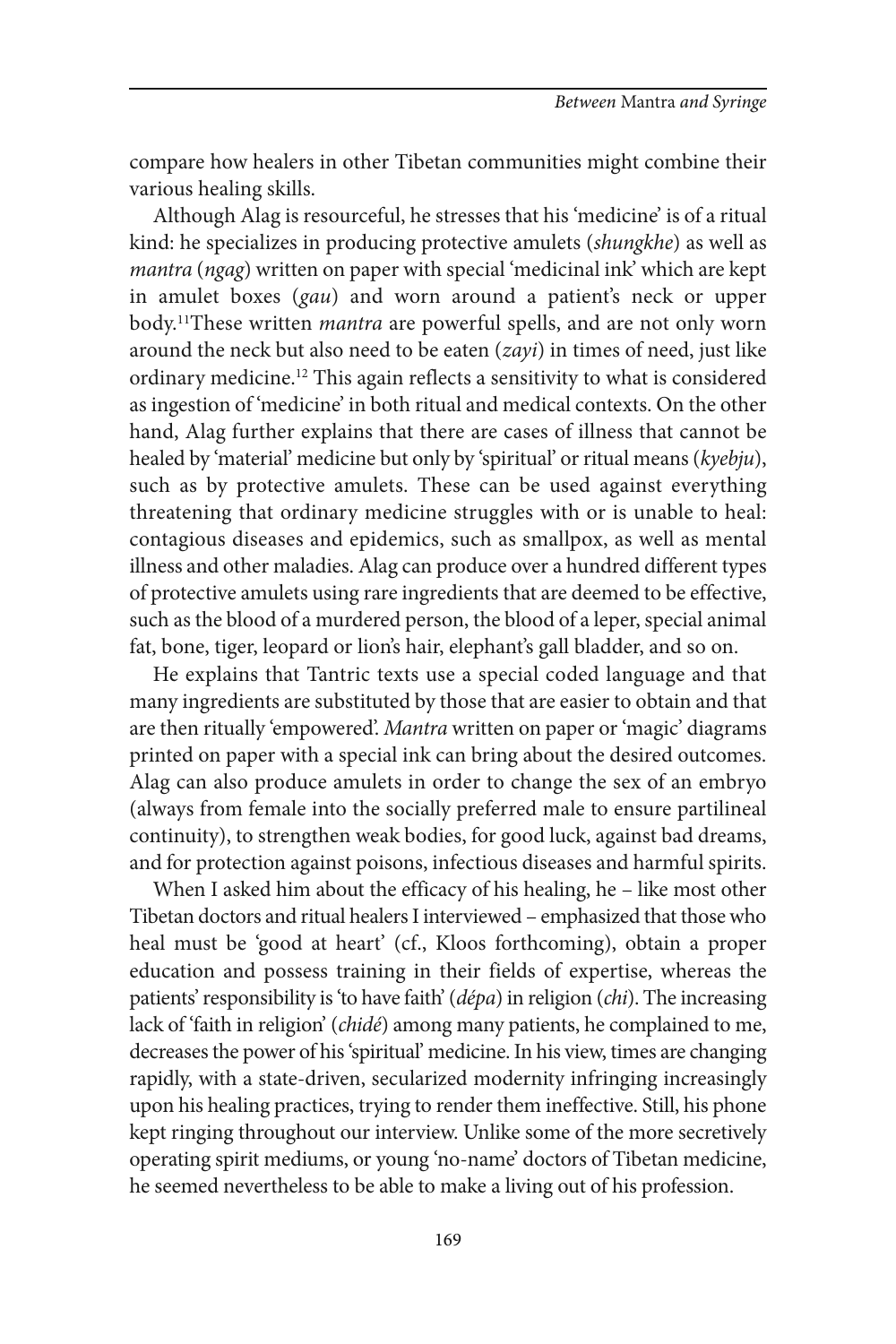compare how healers in other Tibetan communities might combine their various healing skills.

Although Alag is resourceful, he stresses that his 'medicine' is of a ritual kind: he specializes in producing protective amulets (*shungkhe*) as well as *mantra* (*ngag*) written on paper with special 'medicinal ink' which are kept in amulet boxes (*gau*) and worn around a patient's neck or upper body.[11]These written *mantra* are powerful spells, and are not only worn around the neck but also need to be eaten (*zayi*) in times of need, just like ordinary medicine.[12] This again reflects a sensitivity to what is considered as ingestion of 'medicine' in both ritual and medical contexts. On the other hand, Alag further explains that there are cases of illness that cannot be healed by 'material' medicine but only by 'spiritual' or ritual means (*kyebju*), such as by protective amulets. These can be used against everything threatening that ordinary medicine struggles with or is unable to heal: contagious diseases and epidemics, such as smallpox, as well as mental illness and other maladies. Alag can produce over a hundred different types of protective amulets using rare ingredients that are deemed to be effective, such as the blood of a murdered person, the blood of a leper, special animal fat, bone, tiger, leopard or lion's hair, elephant's gall bladder, and so on.

He explains that Tantric texts use a special coded language and that many ingredients are substituted by those that are easier to obtain and that are then ritually 'empowered'. *Mantra* written on paper or 'magic' diagrams printed on paper with a special ink can bring about the desired outcomes. Alag can also produce amulets in order to change the sex of an embryo (always from female into the socially preferred male to ensure partilineal continuity), to strengthen weak bodies, for good luck, against bad dreams, and for protection against poisons, infectious diseases and harmful spirits.

When I asked him about the efficacy of his healing, he – like most other Tibetan doctors and ritual healers I interviewed – emphasized that those who heal must be 'good at heart' (cf., Kloos forthcoming), obtain a proper education and possess training in their fields of expertise, whereas the patients' responsibility is 'to have faith' (*dépa*) in religion (*chi*). The increasing lack of 'faith in religion' (*chidé*) among many patients, he complained to me, decreases the power of his 'spiritual' medicine. In his view, times are changing rapidly, with a state-driven, secularized modernity infringing increasingly upon his healing practices, trying to render them ineffective. Still, his phone kept ringing throughout our interview. Unlike some of the more secretively operating spirit mediums, or young 'no-name' doctors of Tibetan medicine, he seemed nevertheless to be able to make a living out of his profession.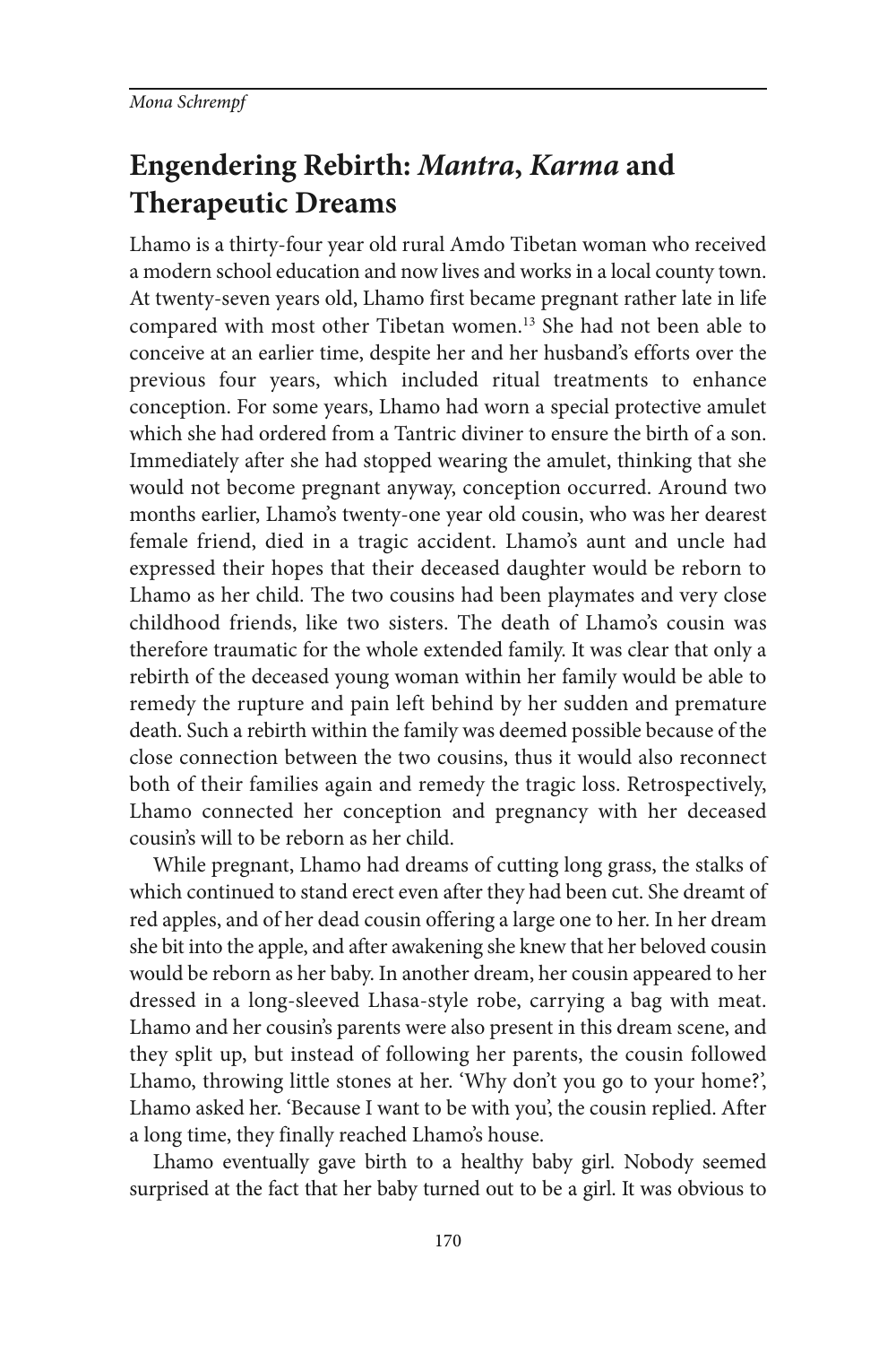## Engendering Rebirth: *Mantra*, *Karma* and Therapeutic Dreams

Lhamo is a thirty-four year old rural Amdo Tibetan woman who received a modern school education and now lives and works in a local county town. At twenty-seven years old, Lhamo first became pregnant rather late in life compared with most other Tibetan women.[13] She had not been able to conceive at an earlier time, despite her and her husband's efforts over the previous four years, which included ritual treatments to enhance conception. For some years, Lhamo had worn a special protective amulet which she had ordered from a Tantric diviner to ensure the birth of a son. Immediately after she had stopped wearing the amulet, thinking that she would not become pregnant anyway, conception occurred. Around two months earlier, Lhamo's twenty-one year old cousin, who was her dearest female friend, died in a tragic accident. Lhamo's aunt and uncle had expressed their hopes that their deceased daughter would be reborn to Lhamo as her child. The two cousins had been playmates and very close childhood friends, like two sisters. The death of Lhamo's cousin was therefore traumatic for the whole extended family. It was clear that only a rebirth of the deceased young woman within her family would be able to remedy the rupture and pain left behind by her sudden and premature death. Such a rebirth within the family was deemed possible because of the close connection between the two cousins, thus it would also reconnect both of their families again and remedy the tragic loss. Retrospectively, Lhamo connected her conception and pregnancy with her deceased cousin's will to be reborn as her child.

While pregnant, Lhamo had dreams of cutting long grass, the stalks of which continued to stand erect even after they had been cut. She dreamt of red apples, and of her dead cousin offering a large one to her. In her dream she bit into the apple, and after awakening she knew that her beloved cousin would be reborn as her baby. In another dream, her cousin appeared to her dressed in a long-sleeved Lhasa-style robe, carrying a bag with meat. Lhamo and her cousin's parents were also present in this dream scene, and they split up, but instead of following her parents, the cousin followed Lhamo, throwing little stones at her. 'Why don't you go to your home?', Lhamo asked her. 'Because I want to be with you', the cousin replied. After a long time, they finally reached Lhamo's house.

Lhamo eventually gave birth to a healthy baby girl. Nobody seemed surprised at the fact that her baby turned out to be a girl. It was obvious to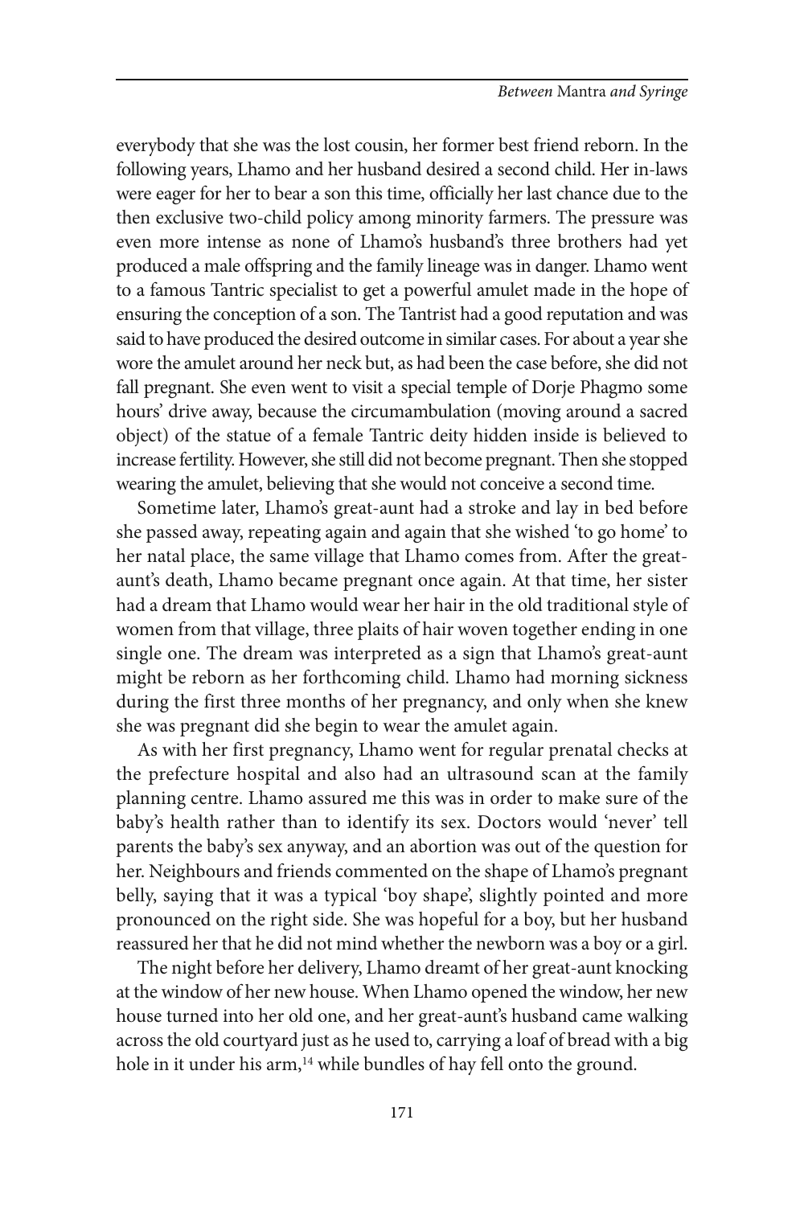everybody that she was the lost cousin, her former best friend reborn. In the following years, Lhamo and her husband desired a second child. Her in-laws were eager for her to bear a son this time, officially her last chance due to the then exclusive two-child policy among minority farmers. The pressure was even more intense as none of Lhamo's husband's three brothers had yet produced a male offspring and the family lineage was in danger. Lhamo went to a famous Tantric specialist to get a powerful amulet made in the hope of ensuring the conception of a son. The Tantrist had a good reputation and was said to have produced the desired outcome in similar cases. For about a year she wore the amulet around her neck but, as had been the case before, she did not fall pregnant. She even went to visit a special temple of Dorje Phagmo some hours' drive away, because the circumambulation (moving around a sacred object) of the statue of a female Tantric deity hidden inside is believed to increase fertility. However, she still did not become pregnant. Then she stopped wearing the amulet, believing that she would not conceive a second time.

Sometime later, Lhamo's great-aunt had a stroke and lay in bed before she passed away, repeating again and again that she wished 'to go home' to her natal place, the same village that Lhamo comes from. After the great-aunt's death, Lhamo became pregnant once again. At that time, her sister had a dream that Lhamo would wear her hair in the old traditional style of women from that village, three plaits of hair woven together ending in one single one. The dream was interpreted as a sign that Lhamo's great-aunt might be reborn as her forthcoming child. Lhamo had morning sickness during the first three months of her pregnancy, and only when she knew she was pregnant did she begin to wear the amulet again.

As with her first pregnancy, Lhamo went for regular prenatal checks at the prefecture hospital and also had an ultrasound scan at the family planning centre. Lhamo assured me this was in order to make sure of the baby's health rather than to identify its sex. Doctors would 'never' tell parents the baby's sex anyway, and an abortion was out of the question for her. Neighbours and friends commented on the shape of Lhamo's pregnant belly, saying that it was a typical 'boy shape', slightly pointed and more pronounced on the right side. She was hopeful for a boy, but her husband reassured her that he did not mind whether the newborn was a boy or a girl.

The night before her delivery, Lhamo dreamt of her great-aunt knocking at the window of her new house. When Lhamo opened the window, her new house turned into her old one, and her great-aunt's husband came walking across the old courtyard just as he used to, carrying a loaf of bread with a big hole in it under his arm,[14] while bundles of hay fell onto the ground.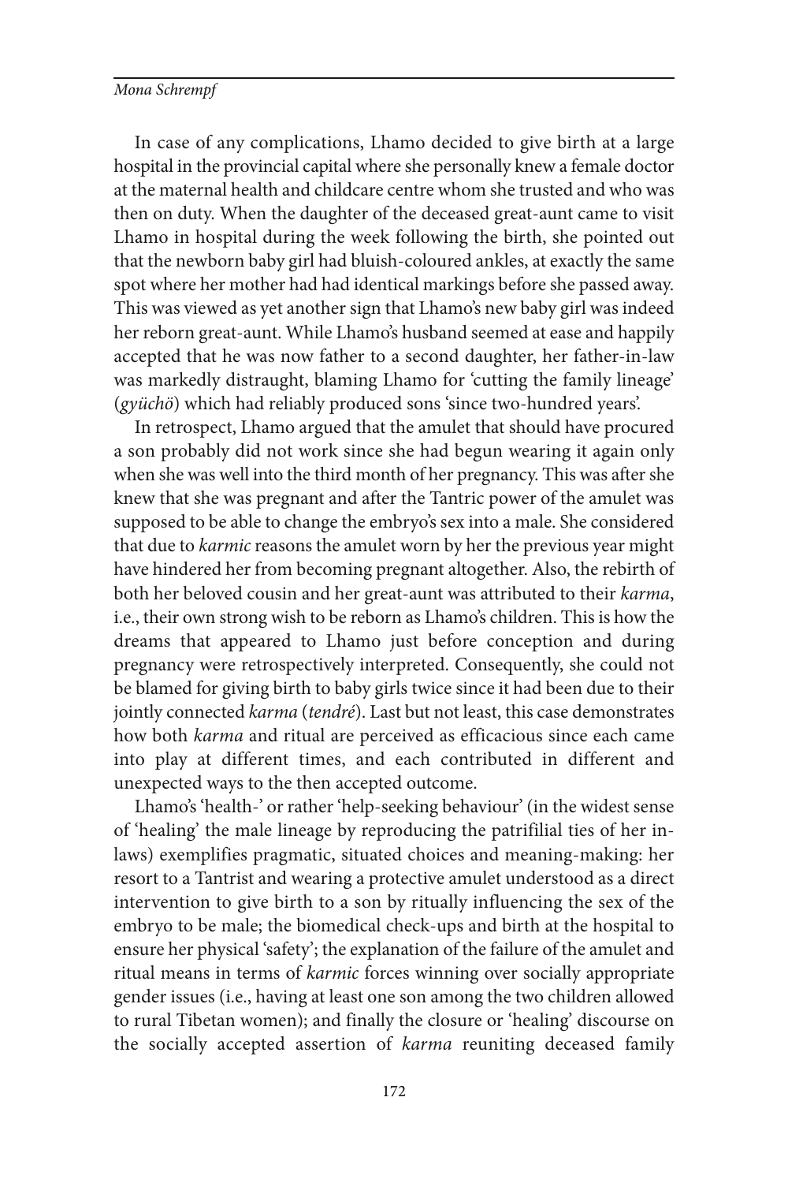In case of any complications, Lhamo decided to give birth at a large hospital in the provincial capital where she personally knew a female doctor at the maternal health and childcare centre whom she trusted and who was then on duty. When the daughter of the deceased great-aunt came to visit Lhamo in hospital during the week following the birth, she pointed out that the newborn baby girl had bluish-coloured ankles, at exactly the same spot where her mother had had identical markings before she passed away. This was viewed as yet another sign that Lhamo's new baby girl was indeed her reborn great-aunt. While Lhamo's husband seemed at ease and happily accepted that he was now father to a second daughter, her father-in-law was markedly distraught, blaming Lhamo for 'cutting the family lineage' (*gyüchö*) which had reliably produced sons 'since two-hundred years'.

In retrospect, Lhamo argued that the amulet that should have procured a son probably did not work since she had begun wearing it again only when she was well into the third month of her pregnancy. This was after she knew that she was pregnant and after the Tantric power of the amulet was supposed to be able to change the embryo's sex into a male. She considered that due to *karmic* reasons the amulet worn by her the previous year might have hindered her from becoming pregnant altogether. Also, the rebirth of both her beloved cousin and her great-aunt was attributed to their *karma*, i.e., their own strong wish to be reborn as Lhamo's children. This is how the dreams that appeared to Lhamo just before conception and during pregnancy were retrospectively interpreted. Consequently, she could not be blamed for giving birth to baby girls twice since it had been due to their jointly connected *karma* (*tendré*). Last but not least, this case demonstrates how both *karma* and ritual are perceived as efficacious since each came into play at different times, and each contributed in different and unexpected ways to the then accepted outcome.

Lhamo's 'health-' or rather 'help-seeking behaviour' (in the widest sense of 'healing' the male lineage by reproducing the patrifilial ties of her in-laws) exemplifies pragmatic, situated choices and meaning-making: her resort to a Tantrist and wearing a protective amulet understood as a direct intervention to give birth to a son by ritually influencing the sex of the embryo to be male; the biomedical check-ups and birth at the hospital to ensure her physical 'safety'; the explanation of the failure of the amulet and ritual means in terms of *karmic* forces winning over socially appropriate gender issues (i.e., having at least one son among the two children allowed to rural Tibetan women); and finally the closure or 'healing' discourse on the socially accepted assertion of *karma* reuniting deceased family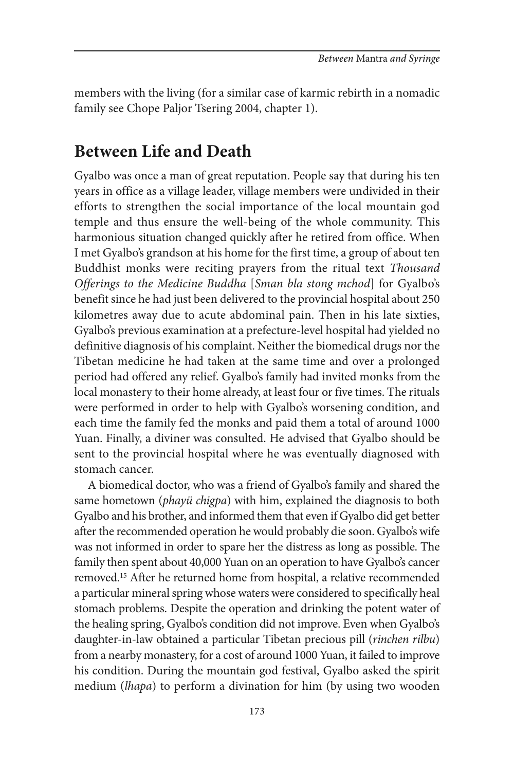members with the living (for a similar case of karmic rebirth in a nomadic family see Chope Paljor Tsering 2004, chapter 1).

## Between Life and Death

Gyalbo was once a man of great reputation. People say that during his ten years in office as a village leader, village members were undivided in their efforts to strengthen the social importance of the local mountain god temple and thus ensure the well-being of the whole community. This harmonious situation changed quickly after he retired from office. When I met Gyalbo's grandson at his home for the first time, a group of about ten Buddhist monks were reciting prayers from the ritual text *Thousand Offerings to the Medicine Buddha* [*Sman bla stong mchod*] for Gyalbo's benefit since he had just been delivered to the provincial hospital about 250 kilometres away due to acute abdominal pain. Then in his late sixties, Gyalbo's previous examination at a prefecture-level hospital had yielded no definitive diagnosis of his complaint. Neither the biomedical drugs nor the Tibetan medicine he had taken at the same time and over a prolonged period had offered any relief. Gyalbo's family had invited monks from the local monastery to their home already, at least four or five times. The rituals were performed in order to help with Gyalbo's worsening condition, and each time the family fed the monks and paid them a total of around 1000 Yuan. Finally, a diviner was consulted. He advised that Gyalbo should be sent to the provincial hospital where he was eventually diagnosed with stomach cancer.

A biomedical doctor, who was a friend of Gyalbo's family and shared the same hometown (*phayü chigpa*) with him, explained the diagnosis to both Gyalbo and his brother, and informed them that even if Gyalbo did get better after the recommended operation he would probably die soon. Gyalbo's wife was not informed in order to spare her the distress as long as possible. The family then spent about 40,000 Yuan on an operation to have Gyalbo's cancer removed.[15] After he returned home from hospital, a relative recommended a particular mineral spring whose waters were considered to specifically heal stomach problems. Despite the operation and drinking the potent water of the healing spring, Gyalbo's condition did not improve. Even when Gyalbo's daughter-in-law obtained a particular Tibetan precious pill (*rinchen rilbu*) from a nearby monastery, for a cost of around 1000 Yuan, it failed to improve his condition. During the mountain god festival, Gyalbo asked the spirit medium (*lhapa*) to perform a divination for him (by using two wooden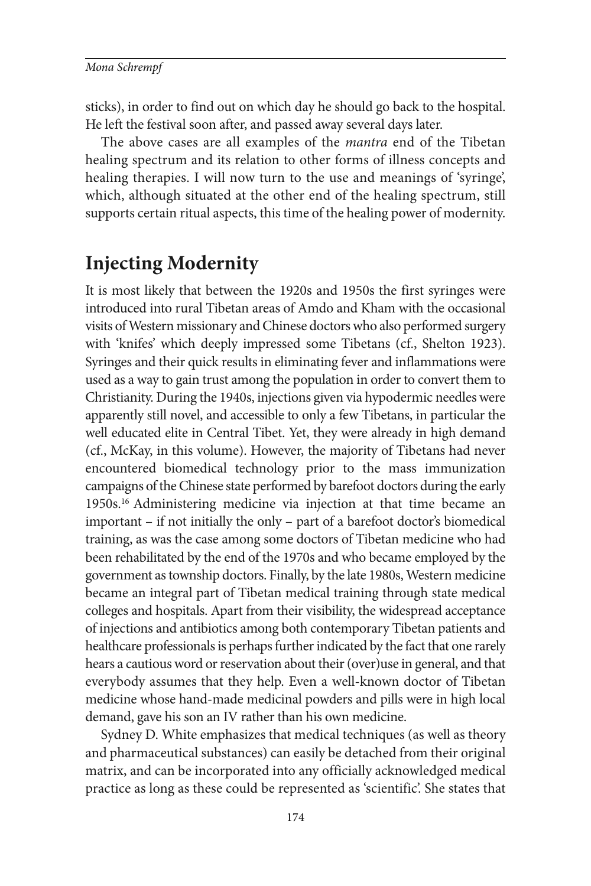sticks), in order to find out on which day he should go back to the hospital. He left the festival soon after, and passed away several days later.

The above cases are all examples of the *mantra* end of the Tibetan healing spectrum and its relation to other forms of illness concepts and healing therapies. I will now turn to the use and meanings of 'syringe', which, although situated at the other end of the healing spectrum, still supports certain ritual aspects, this time of the healing power of modernity.

## Injecting Modernity

It is most likely that between the 1920s and 1950s the first syringes were introduced into rural Tibetan areas of Amdo and Kham with the occasional visits of Western missionary and Chinese doctors who also performed surgery with 'knifes' which deeply impressed some Tibetans (cf., Shelton 1923). Syringes and their quick results in eliminating fever and inflammations were used as a way to gain trust among the population in order to convert them to Christianity. During the 1940s, injections given via hypodermic needles were apparently still novel, and accessible to only a few Tibetans, in particular the well educated elite in Central Tibet. Yet, they were already in high demand (cf., McKay, in this volume). However, the majority of Tibetans had never encountered biomedical technology prior to the mass immunization campaigns of the Chinese state performed by barefoot doctors during the early 1950s.[16] Administering medicine via injection at that time became an important – if not initially the only – part of a barefoot doctor's biomedical training, as was the case among some doctors of Tibetan medicine who had been rehabilitated by the end of the 1970s and who became employed by the government as township doctors. Finally, by the late 1980s, Western medicine became an integral part of Tibetan medical training through state medical colleges and hospitals. Apart from their visibility, the widespread acceptance of injections and antibiotics among both contemporary Tibetan patients and healthcare professionals is perhaps further indicated by the fact that one rarely hears a cautious word or reservation about their (over)use in general, and that everybody assumes that they help. Even a well-known doctor of Tibetan medicine whose hand-made medicinal powders and pills were in high local demand, gave his son an IV rather than his own medicine.

Sydney D. White emphasizes that medical techniques (as well as theory and pharmaceutical substances) can easily be detached from their original matrix, and can be incorporated into any officially acknowledged medical practice as long as these could be represented as 'scientific'. She states that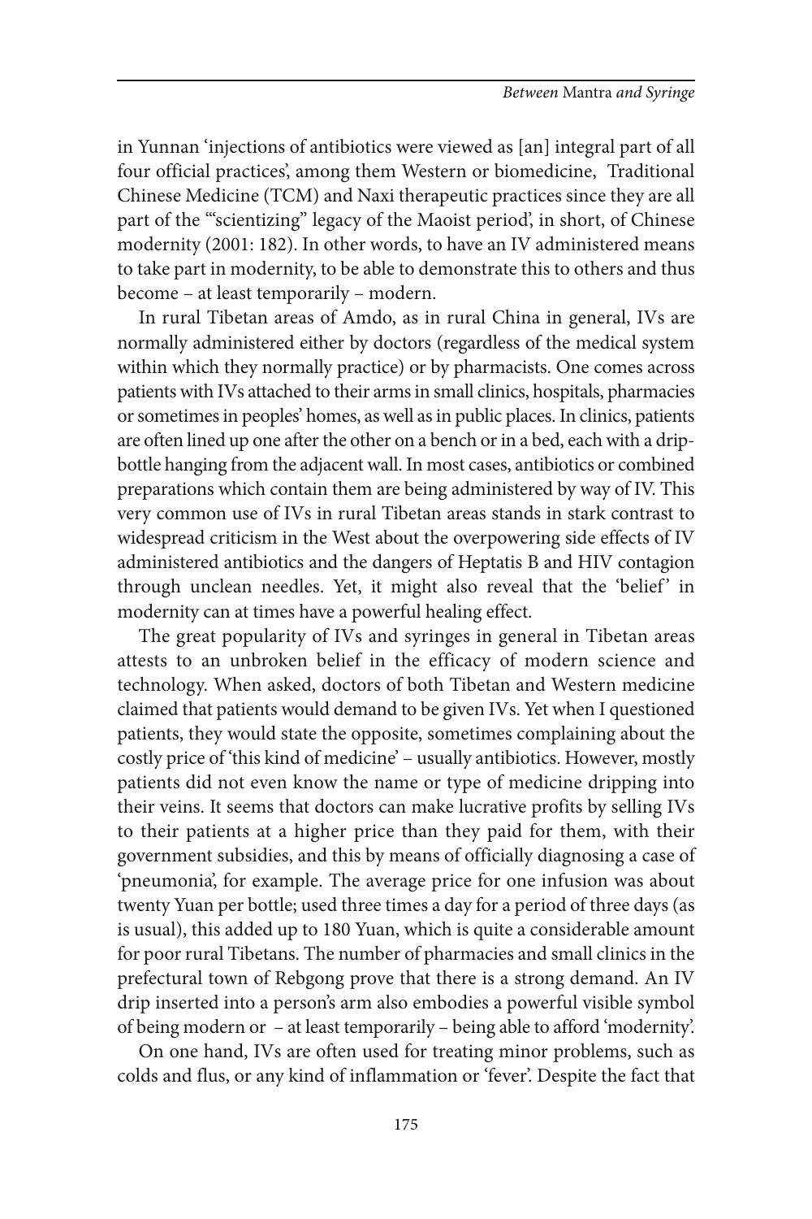in Yunnan 'injections of antibiotics were viewed as [an] integral part of all four official practices', among them Western or biomedicine, Traditional Chinese Medicine (TCM) and Naxi therapeutic practices since they are all part of the '"scientizing" legacy of the Maoist period', in short, of Chinese modernity (2001: 182). In other words, to have an IV administered means to take part in modernity, to be able to demonstrate this to others and thus become – at least temporarily – modern.

In rural Tibetan areas of Amdo, as in rural China in general, IVs are normally administered either by doctors (regardless of the medical system within which they normally practice) or by pharmacists. One comes across patients with IVs attached to their arms in small clinics, hospitals, pharmacies or sometimes in peoples' homes, as well as in public places. In clinics, patients are often lined up one after the other on a bench or in a bed, each with a drip-bottle hanging from the adjacent wall. In most cases, antibiotics or combined preparations which contain them are being administered by way of IV. This very common use of IVs in rural Tibetan areas stands in stark contrast to widespread criticism in the West about the overpowering side effects of IV administered antibiotics and the dangers of Heptatis B and HIV contagion through unclean needles. Yet, it might also reveal that the 'belief' in modernity can at times have a powerful healing effect.

The great popularity of IVs and syringes in general in Tibetan areas attests to an unbroken belief in the efficacy of modern science and technology. When asked, doctors of both Tibetan and Western medicine claimed that patients would demand to be given IVs. Yet when I questioned patients, they would state the opposite, sometimes complaining about the costly price of 'this kind of medicine' – usually antibiotics. However, mostly patients did not even know the name or type of medicine dripping into their veins. It seems that doctors can make lucrative profits by selling IVs to their patients at a higher price than they paid for them, with their government subsidies, and this by means of officially diagnosing a case of 'pneumonia', for example. The average price for one infusion was about twenty Yuan per bottle; used three times a day for a period of three days (as is usual), this added up to 180 Yuan, which is quite a considerable amount for poor rural Tibetans. The number of pharmacies and small clinics in the prefectural town of Rebgong prove that there is a strong demand. An IV drip inserted into a person's arm also embodies a powerful visible symbol of being modern or – at least temporarily – being able to afford 'modernity'.

On one hand, IVs are often used for treating minor problems, such as colds and flus, or any kind of inflammation or 'fever'. Despite the fact that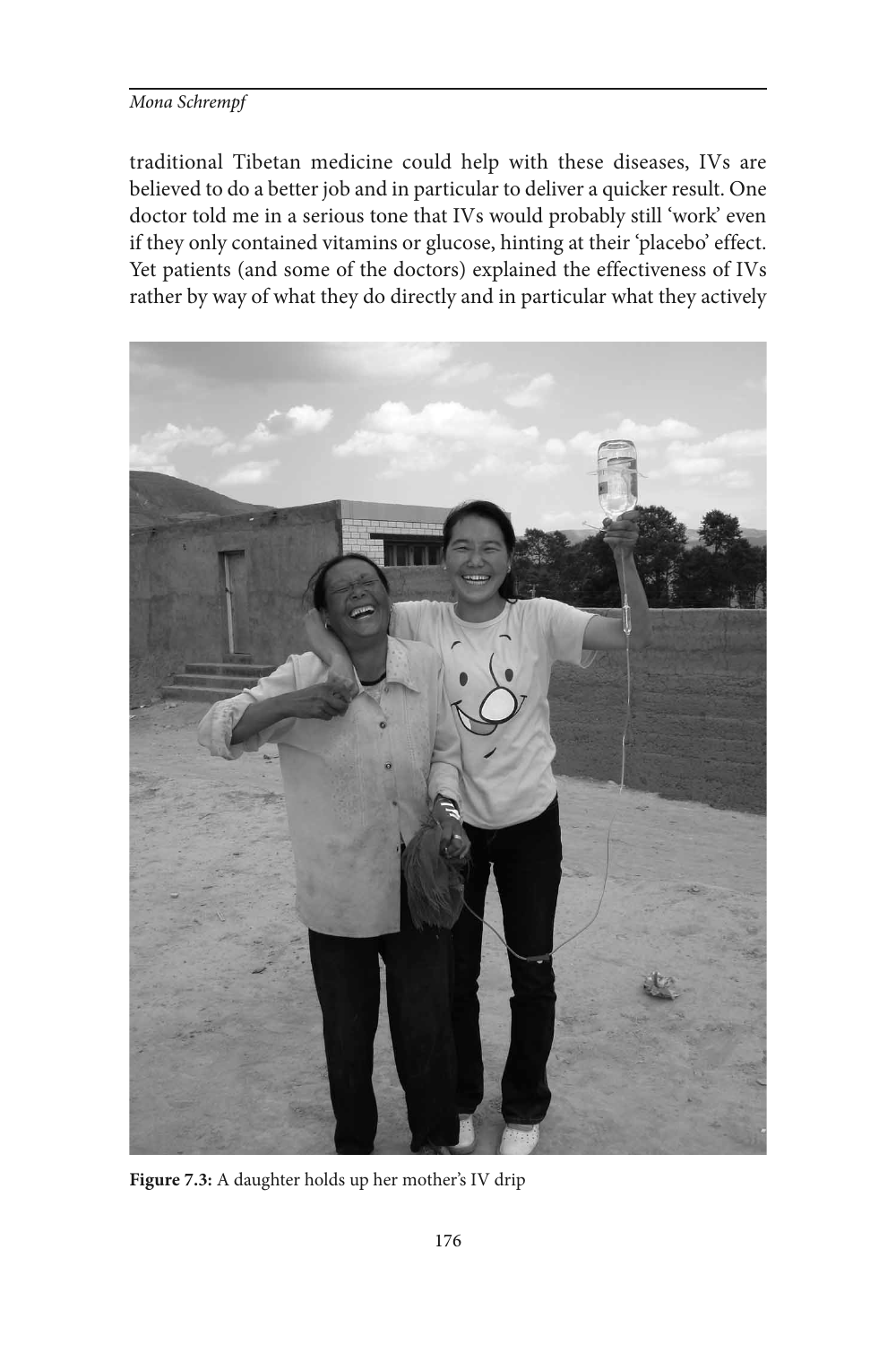traditional Tibetan medicine could help with these diseases, IVs are believed to do a better job and in particular to deliver a quicker result. One doctor told me in a serious tone that IVs would probably still 'work' even if they only contained vitamins or glucose, hinting at their 'placebo' effect. Yet patients (and some of the doctors) explained the effectiveness of IVs rather by way of what they do directly and in particular what they actively

**Figure 7.3:** A daughter holds up her mother's IV drip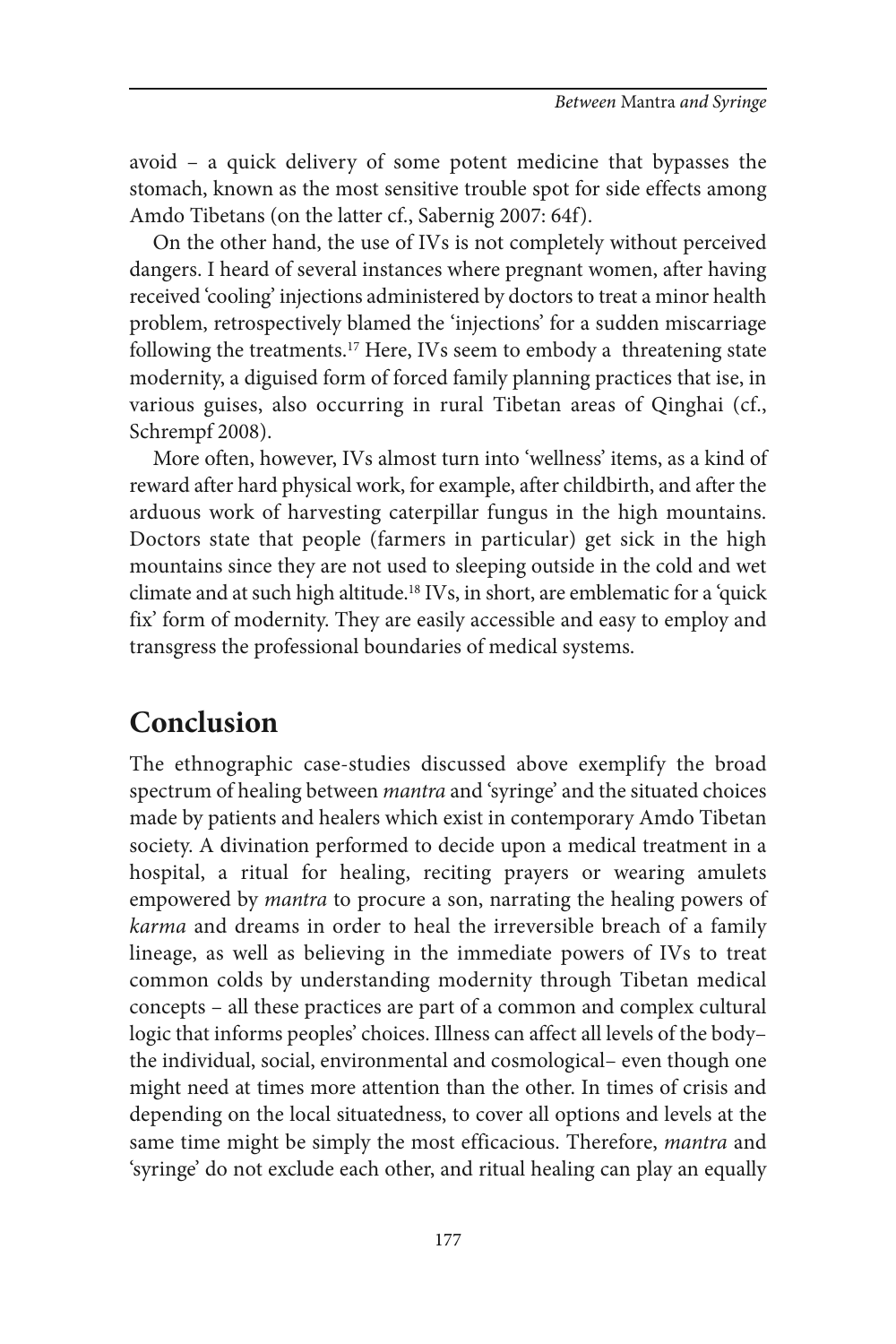avoid – a quick delivery of some potent medicine that bypasses the stomach, known as the most sensitive trouble spot for side effects among Amdo Tibetans (on the latter cf., Sabernig 2007: 64f).

On the other hand, the use of IVs is not completely without perceived dangers. I heard of several instances where pregnant women, after having received 'cooling' injections administered by doctors to treat a minor health problem, retrospectively blamed the 'injections' for a sudden miscarriage following the treatments.[17] Here, IVs seem to embody a threatening state modernity, a diguised form of forced family planning practices that ise, in various guises, also occurring in rural Tibetan areas of Qinghai (cf., Schrempf 2008).

More often, however, IVs almost turn into 'wellness' items, as a kind of reward after hard physical work, for example, after childbirth, and after the arduous work of harvesting caterpillar fungus in the high mountains. Doctors state that people (farmers in particular) get sick in the high mountains since they are not used to sleeping outside in the cold and wet climate and at such high altitude.[18] IVs, in short, are emblematic for a 'quick fix' form of modernity. They are easily accessible and easy to employ and transgress the professional boundaries of medical systems.

## Conclusion

The ethnographic case-studies discussed above exemplify the broad spectrum of healing between *mantra* and 'syringe' and the situated choices made by patients and healers which exist in contemporary Amdo Tibetan society. A divination performed to decide upon a medical treatment in a hospital, a ritual for healing, reciting prayers or wearing amulets empowered by *mantra* to procure a son, narrating the healing powers of *karma* and dreams in order to heal the irreversible breach of a family lineage, as well as believing in the immediate powers of IVs to treat common colds by understanding modernity through Tibetan medical concepts – all these practices are part of a common and complex cultural logic that informs peoples' choices. Illness can affect all levels of the body– the individual, social, environmental and cosmological– even though one might need at times more attention than the other. In times of crisis and depending on the local situatedness, to cover all options and levels at the same time might be simply the most efficacious. Therefore, *mantra* and 'syringe' do not exclude each other, and ritual healing can play an equally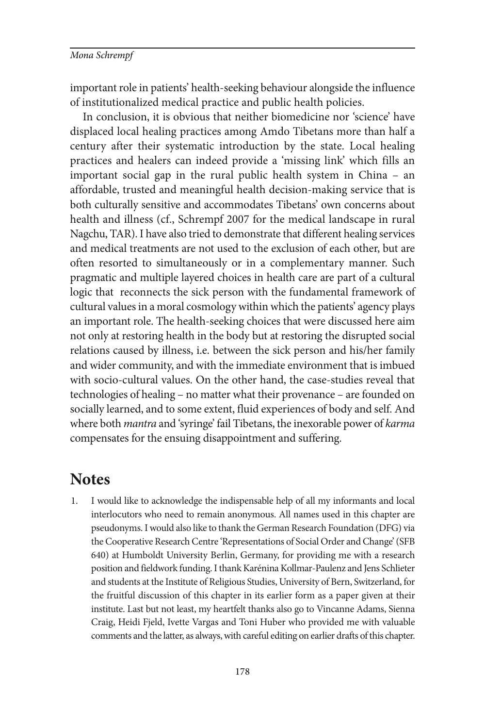important role in patients' health-seeking behaviour alongside the influence of institutionalized medical practice and public health policies.

In conclusion, it is obvious that neither biomedicine nor 'science' have displaced local healing practices among Amdo Tibetans more than half a century after their systematic introduction by the state. Local healing practices and healers can indeed provide a 'missing link' which fills an important social gap in the rural public health system in China – an affordable, trusted and meaningful health decision-making service that is both culturally sensitive and accommodates Tibetans' own concerns about health and illness (cf., Schrempf 2007 for the medical landscape in rural Nagchu, TAR). I have also tried to demonstrate that different healing services and medical treatments are not used to the exclusion of each other, but are often resorted to simultaneously or in a complementary manner. Such pragmatic and multiple layered choices in health care are part of a cultural logic that reconnects the sick person with the fundamental framework of cultural values in a moral cosmology within which the patients' agency plays an important role. The health-seeking choices that were discussed here aim not only at restoring health in the body but at restoring the disrupted social relations caused by illness, i.e. between the sick person and his/her family and wider community, and with the immediate environment that is imbued with socio-cultural values. On the other hand, the case-studies reveal that technologies of healing – no matter what their provenance – are founded on socially learned, and to some extent, fluid experiences of body and self. And where both *mantra* and 'syringe' fail Tibetans, the inexorable power of *karma* compensates for the ensuing disappointment and suffering.

## Notes

1. I would like to acknowledge the indispensable help of all my informants and local interlocutors who need to remain anonymous. All names used in this chapter are pseudonyms. I would also like to thank the German Research Foundation (DFG) via the Cooperative Research Centre 'Representations of Social Order and Change' (SFB 640) at Humboldt University Berlin, Germany, for providing me with a research position and fieldwork funding. I thank Karénina Kollmar-Paulenz and Jens Schlieter and students at the Institute of Religious Studies, University of Bern, Switzerland, for the fruitful discussion of this chapter in its earlier form as a paper given at their institute. Last but not least, my heartfelt thanks also go to Vincanne Adams, Sienna Craig, Heidi Fjeld, Ivette Vargas and Toni Huber who provided me with valuable comments and the latter, as always, with careful editing on earlier drafts of this chapter.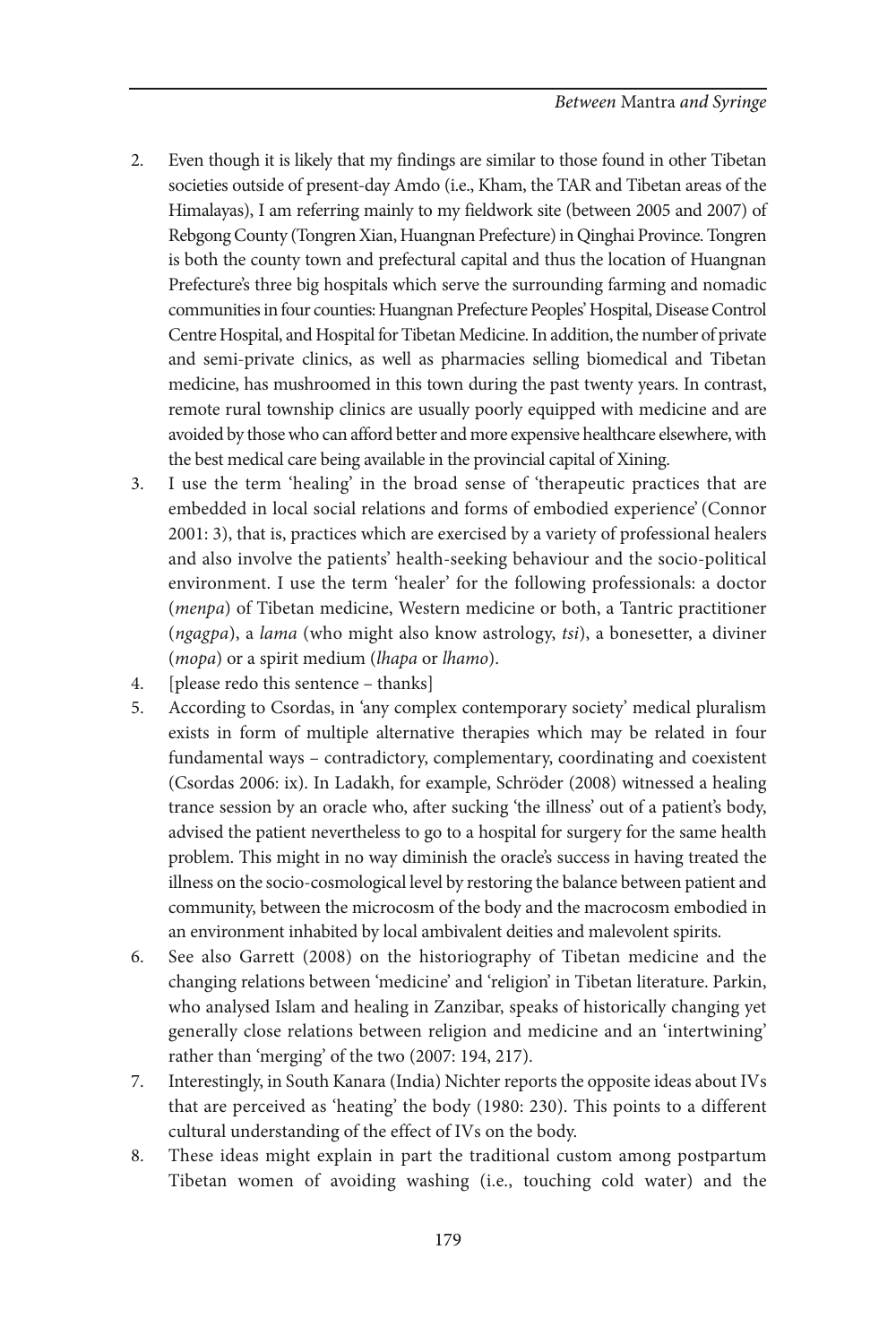2. Even though it is likely that my findings are similar to those found in other Tibetan societies outside of present-day Amdo (i.e., Kham, the TAR and Tibetan areas of the Himalayas), I am referring mainly to my fieldwork site (between 2005 and 2007) of Rebgong County (Tongren Xian, Huangnan Prefecture) in Qinghai Province. Tongren is both the county town and prefectural capital and thus the location of Huangnan Prefecture's three big hospitals which serve the surrounding farming and nomadic communities in four counties: Huangnan Prefecture Peoples' Hospital, Disease Control Centre Hospital, and Hospital for Tibetan Medicine. In addition, the number of private and semi-private clinics, as well as pharmacies selling biomedical and Tibetan medicine, has mushroomed in this town during the past twenty years. In contrast, remote rural township clinics are usually poorly equipped with medicine and are avoided by those who can afford better and more expensive healthcare elsewhere, with the best medical care being available in the provincial capital of Xining.
3. I use the term 'healing' in the broad sense of 'therapeutic practices that are embedded in local social relations and forms of embodied experience' (Connor 2001: 3), that is, practices which are exercised by a variety of professional healers and also involve the patients' health-seeking behaviour and the socio-political environment. I use the term 'healer' for the following professionals: a doctor (*menpa*) of Tibetan medicine, Western medicine or both, a Tantric practitioner (*ngagpa*), a *lama* (who might also know astrology, *tsi*), a bonesetter, a diviner (*mopa*) or a spirit medium (*lhapa* or *lhamo*).
4. [please redo this sentence – thanks]
5. According to Csordas, in 'any complex contemporary society' medical pluralism exists in form of multiple alternative therapies which may be related in four fundamental ways – contradictory, complementary, coordinating and coexistent (Csordas 2006: ix). In Ladakh, for example, Schröder (2008) witnessed a healing trance session by an oracle who, after sucking 'the illness' out of a patient's body, advised the patient nevertheless to go to a hospital for surgery for the same health problem. This might in no way diminish the oracle's success in having treated the illness on the socio-cosmological level by restoring the balance between patient and community, between the microcosm of the body and the macrocosm embodied in an environment inhabited by local ambivalent deities and malevolent spirits.
6. See also Garrett (2008) on the historiography of Tibetan medicine and the changing relations between 'medicine' and 'religion' in Tibetan literature. Parkin, who analysed Islam and healing in Zanzibar, speaks of historically changing yet generally close relations between religion and medicine and an 'intertwining' rather than 'merging' of the two (2007: 194, 217).
7. Interestingly, in South Kanara (India) Nichter reports the opposite ideas about IVs that are perceived as 'heating' the body (1980: 230). This points to a different cultural understanding of the effect of IVs on the body.
8. These ideas might explain in part the traditional custom among postpartum Tibetan women of avoiding washing (i.e., touching cold water) and the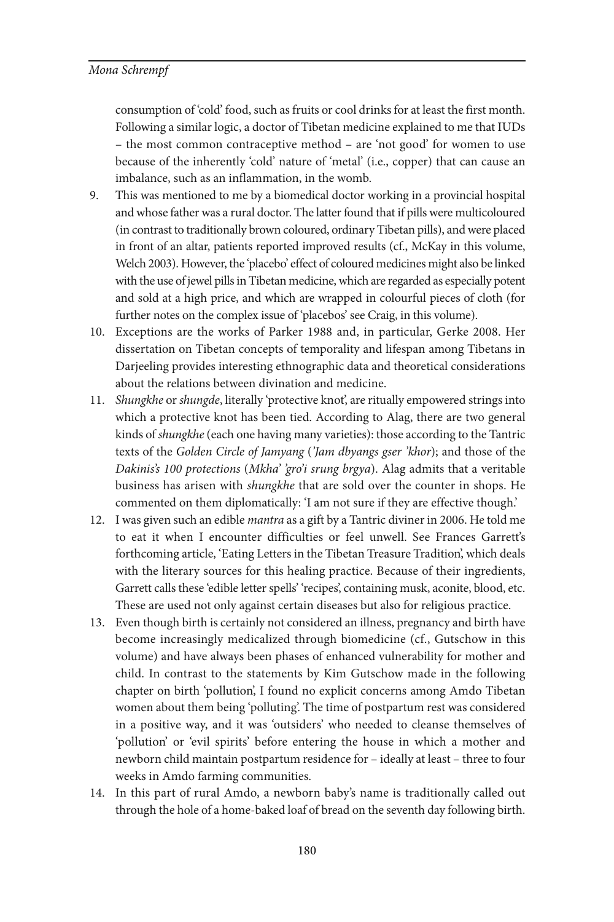consumption of 'cold' food, such as fruits or cool drinks for at least the first month. Following a similar logic, a doctor of Tibetan medicine explained to me that IUDs – the most common contraceptive method – are 'not good' for women to use because of the inherently 'cold' nature of 'metal' (i.e., copper) that can cause an imbalance, such as an inflammation, in the womb.

9. This was mentioned to me by a biomedical doctor working in a provincial hospital and whose father was a rural doctor. The latter found that if pills were multicoloured (in contrast to traditionally brown coloured, ordinary Tibetan pills), and were placed in front of an altar, patients reported improved results (cf., McKay in this volume, Welch 2003). However, the 'placebo' effect of coloured medicines might also be linked with the use of jewel pills in Tibetan medicine, which are regarded as especially potent and sold at a high price, and which are wrapped in colourful pieces of cloth (for further notes on the complex issue of 'placebos' see Craig, in this volume).
10. Exceptions are the works of Parker 1988 and, in particular, Gerke 2008. Her dissertation on Tibetan concepts of temporality and lifespan among Tibetans in Darjeeling provides interesting ethnographic data and theoretical considerations about the relations between divination and medicine.
11. *Shungkhe* or *shungde*, literally 'protective knot', are ritually empowered strings into which a protective knot has been tied. According to Alag, there are two general kinds of *shungkhe* (each one having many varieties): those according to the Tantric texts of the *Golden Circle of Jamyang* (*'Jam dbyangs gser 'khor*); and those of the *Dakinis's 100 protections* (*Mkha' 'gro'i srung brgya*). Alag admits that a veritable business has arisen with *shungkhe* that are sold over the counter in shops. He commented on them diplomatically: 'I am not sure if they are effective though.'
12. I was given such an edible *mantra* as a gift by a Tantric diviner in 2006. He told me to eat it when I encounter difficulties or feel unwell. See Frances Garrett's forthcoming article, 'Eating Letters in the Tibetan Treasure Tradition', which deals with the literary sources for this healing practice. Because of their ingredients, Garrett calls these 'edible letter spells' 'recipes', containing musk, aconite, blood, etc. These are used not only against certain diseases but also for religious practice.
13. Even though birth is certainly not considered an illness, pregnancy and birth have become increasingly medicalized through biomedicine (cf., Gutschow in this volume) and have always been phases of enhanced vulnerability for mother and child. In contrast to the statements by Kim Gutschow made in the following chapter on birth 'pollution', I found no explicit concerns among Amdo Tibetan women about them being 'polluting'. The time of postpartum rest was considered in a positive way, and it was 'outsiders' who needed to cleanse themselves of 'pollution' or 'evil spirits' before entering the house in which a mother and newborn child maintain postpartum residence for – ideally at least – three to four weeks in Amdo farming communities.
14. In this part of rural Amdo, a newborn baby's name is traditionally called out through the hole of a home-baked loaf of bread on the seventh day following birth.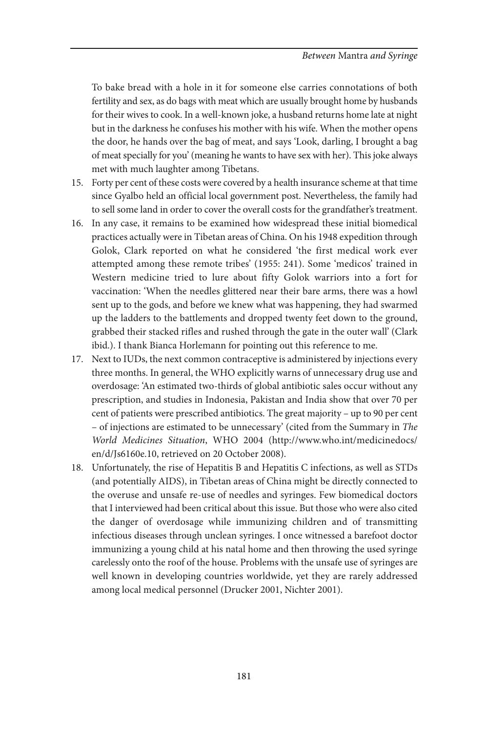To bake bread with a hole in it for someone else carries connotations of both fertility and sex, as do bags with meat which are usually brought home by husbands for their wives to cook. In a well-known joke, a husband returns home late at night but in the darkness he confuses his mother with his wife. When the mother opens the door, he hands over the bag of meat, and says 'Look, darling, I brought a bag of meat specially for you' (meaning he wants to have sex with her). This joke always met with much laughter among Tibetans.

15. Forty per cent of these costs were covered by a health insurance scheme at that time since Gyalbo held an official local government post. Nevertheless, the family had to sell some land in order to cover the overall costs for the grandfather's treatment.
16. In any case, it remains to be examined how widespread these initial biomedical practices actually were in Tibetan areas of China. On his 1948 expedition through Golok, Clark reported on what he considered 'the first medical work ever attempted among these remote tribes' (1955: 241). Some 'medicos' trained in Western medicine tried to lure about fifty Golok warriors into a fort for vaccination: 'When the needles glittered near their bare arms, there was a howl sent up to the gods, and before we knew what was happening, they had swarmed up the ladders to the battlements and dropped twenty feet down to the ground, grabbed their stacked rifles and rushed through the gate in the outer wall' (Clark ibid.). I thank Bianca Horlemann for pointing out this reference to me.
17. Next to IUDs, the next common contraceptive is administered by injections every three months. In general, the WHO explicitly warns of unnecessary drug use and overdosage: 'An estimated two-thirds of global antibiotic sales occur without any prescription, and studies in Indonesia, Pakistan and India show that over 70 per cent of patients were prescribed antibiotics. The great majority – up to 90 per cent – of injections are estimated to be unnecessary' (cited from the Summary in *The World Medicines Situation*, WHO 2004 (http://www.who.int/medicinedocs/en/d/Js6160e.10, retrieved on 20 October 2008).
18. Unfortunately, the rise of Hepatitis B and Hepatitis C infections, as well as STDs (and potentially AIDS), in Tibetan areas of China might be directly connected to the overuse and unsafe re-use of needles and syringes. Few biomedical doctors that I interviewed had been critical about this issue. But those who were also cited the danger of overdosage while immunizing children and of transmitting infectious diseases through unclean syringes. I once witnessed a barefoot doctor immunizing a young child at his natal home and then throwing the used syringe carelessly onto the roof of the house. Problems with the unsafe use of syringes are well known in developing countries worldwide, yet they are rarely addressed among local medical personnel (Drucker 2001, Nichter 2001).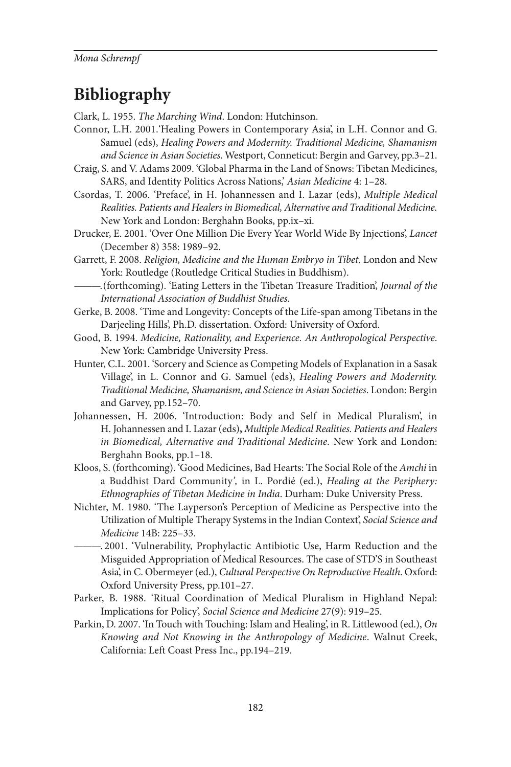# Bibliography

Clark, L. 1955. *The Marching Wind*. London: Hutchinson.

Connor, L.H. 2001.'Healing Powers in Contemporary Asia', in L.H. Connor and G. Samuel (eds), *Healing Powers and Modernity. Traditional Medicine, Shamanism and Science in Asian Societies*. Westport, Conneticut: Bergin and Garvey, pp.3–21.

Craig, S. and V. Adams 2009. 'Global Pharma in the Land of Snows: Tibetan Medicines, SARS, and Identity Politics Across Nations,' *Asian Medicine* 4: 1–28.

Csordas, T. 2006. 'Preface', in H. Johannessen and I. Lazar (eds), *Multiple Medical Realities. Patients and Healers in Biomedical, Alternative and Traditional Medicine.* New York and London: Berghahn Books, pp.ix–xi.

Drucker, E. 2001. 'Over One Million Die Every Year World Wide By Injections', *Lancet* (December 8) 358: 1989–92.

Garrett, F. 2008. *Religion, Medicine and the Human Embryo in Tibet*. London and New York: Routledge (Routledge Critical Studies in Buddhism).

———.(forthcoming). 'Eating Letters in the Tibetan Treasure Tradition', *Journal of the International Association of Buddhist Studies*.

Gerke, B. 2008. 'Time and Longevity: Concepts of the Life-span among Tibetans in the Darjeeling Hills', Ph.D. dissertation. Oxford: University of Oxford.

Good, B. 1994. *Medicine, Rationality, and Experience. An Anthropological Perspective*. New York: Cambridge University Press.

Hunter, C.L. 2001. 'Sorcery and Science as Competing Models of Explanation in a Sasak Village', in L. Connor and G. Samuel (eds), *Healing Powers and Modernity. Traditional Medicine, Shamanism, and Science in Asian Societies*. London: Bergin and Garvey, pp.152–70.

Johannessen, H. 2006. 'Introduction: Body and Self in Medical Pluralism', in H. Johannessen and I. Lazar (eds)**,** *Multiple Medical Realities. Patients and Healers in Biomedical, Alternative and Traditional Medicine.* New York and London: Berghahn Books, pp.1–18.

Kloos, S. (forthcoming). 'Good Medicines, Bad Hearts: The Social Role of the *Amchi* in a Buddhist Dard Community*',* in L. Pordié (ed.), *Healing at the Periphery: Ethnographies of Tibetan Medicine in India*. Durham: Duke University Press.

Nichter, M. 1980. 'The Layperson's Perception of Medicine as Perspective into the Utilization of Multiple Therapy Systems in the Indian Context', *Social Science and Medicine* 14B: 225–33.

———. 2001. 'Vulnerability, Prophylactic Antibiotic Use, Harm Reduction and the Misguided Appropriation of Medical Resources. The case of STD'S in Southeast Asia', in C. Obermeyer (ed.), *Cultural Perspective On Reproductive Health*. Oxford: Oxford University Press, pp.101–27.

Parker, B. 1988. 'Ritual Coordination of Medical Pluralism in Highland Nepal: Implications for Policy', *Social Science and Medicine* 27(9): 919–25.

Parkin, D. 2007. 'In Touch with Touching: Islam and Healing', in R. Littlewood (ed.), *On Knowing and Not Knowing in the Anthropology of Medicine*. Walnut Creek, California: Left Coast Press Inc., pp.194–219.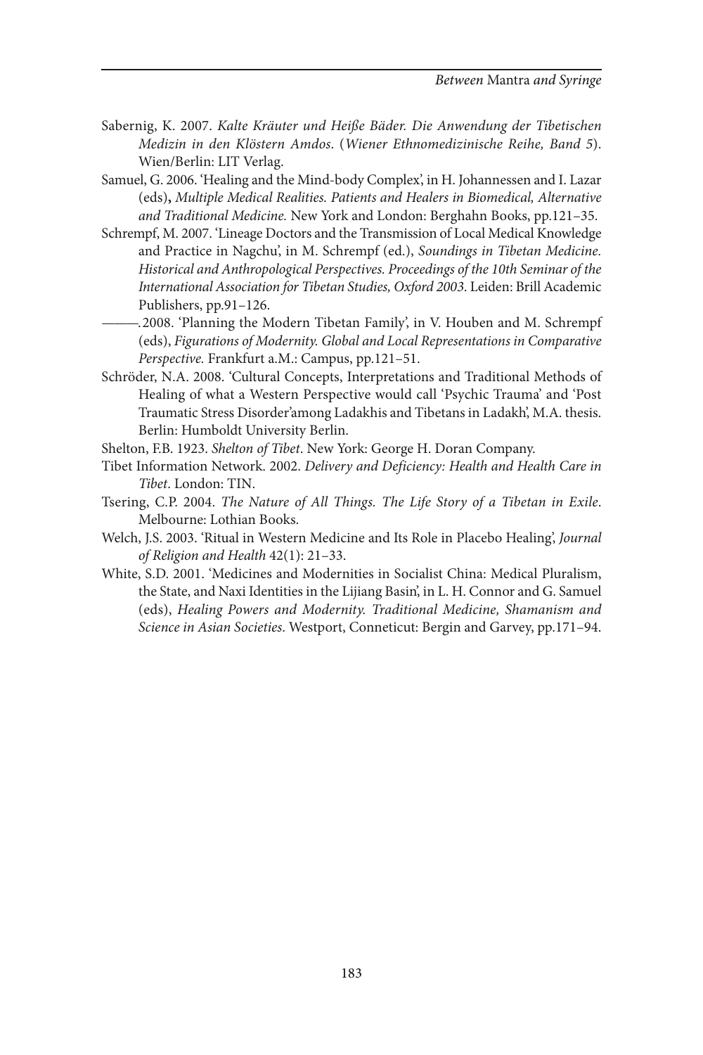Sabernig, K. 2007. *Kalte Kräuter und Heiße Bäder. Die Anwendung der Tibetischen Medizin in den Klöstern Amdos*. (*Wiener Ethnomedizinische Reihe, Band 5*). Wien/Berlin: LIT Verlag.

Samuel, G. 2006. 'Healing and the Mind-body Complex', in H. Johannessen and I. Lazar (eds)**,** *Multiple Medical Realities. Patients and Healers in Biomedical, Alternative and Traditional Medicine.* New York and London: Berghahn Books, pp.121–35.

Schrempf, M. 2007. 'Lineage Doctors and the Transmission of Local Medical Knowledge and Practice in Nagchu', in M. Schrempf (ed.), *Soundings in Tibetan Medicine. Historical and Anthropological Perspectives. Proceedings of the 10th Seminar of the International Association for Tibetan Studies, Oxford 2003*. Leiden: Brill Academic Publishers, pp.91–126.

———. 2008. 'Planning the Modern Tibetan Family', in V. Houben and M. Schrempf (eds), *Figurations of Modernity. Global and Local Representations in Comparative Perspective.* Frankfurt a.M.: Campus, pp.121–51.

Schröder, N.A. 2008. 'Cultural Concepts, Interpretations and Traditional Methods of Healing of what a Western Perspective would call 'Psychic Trauma' and 'Post Traumatic Stress Disorder'among Ladakhis and Tibetans in Ladakh', M.A. thesis. Berlin: Humboldt University Berlin.

Shelton, F.B. 1923. *Shelton of Tibet*. New York: George H. Doran Company.

Tibet Information Network. 2002. *Delivery and Deficiency: Health and Health Care in Tibet*. London: TIN.

Tsering, C.P. 2004. *The Nature of All Things. The Life Story of a Tibetan in Exile*. Melbourne: Lothian Books.

Welch, J.S. 2003. 'Ritual in Western Medicine and Its Role in Placebo Healing', *Journal of Religion and Health* 42(1): 21–33.

White, S.D. 2001. 'Medicines and Modernities in Socialist China: Medical Pluralism, the State, and Naxi Identities in the Lijiang Basin', in L. H. Connor and G. Samuel (eds), *Healing Powers and Modernity. Traditional Medicine, Shamanism and Science in Asian Societies*. Westport, Conneticut: Bergin and Garvey, pp.171–94.